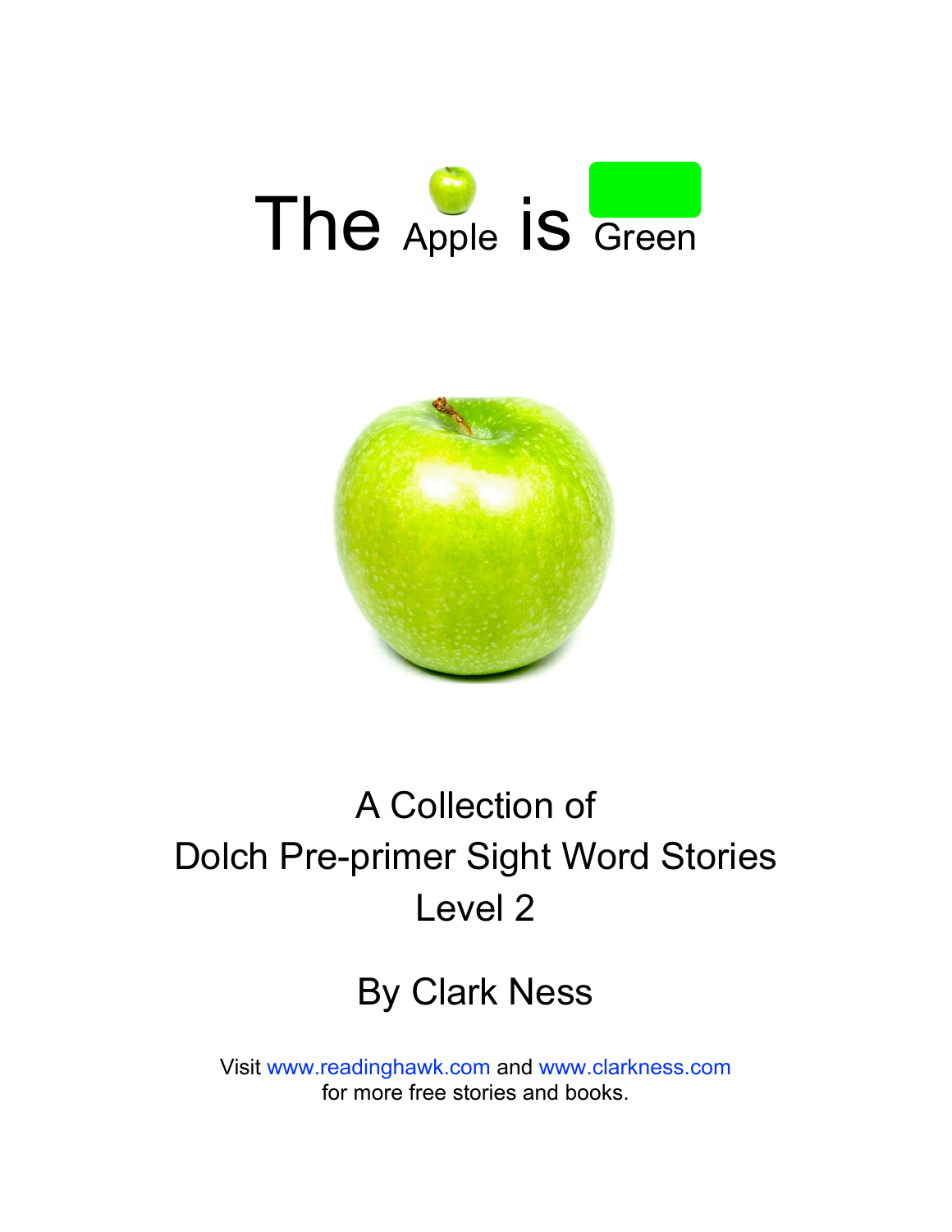# The Apple is Green

A Collection of
Dolch Pre-primer Sight Word Stories
Level 2

By Clark Ness

Visit www.readinghawk.com and www.clarkness.com
for more free stories and books.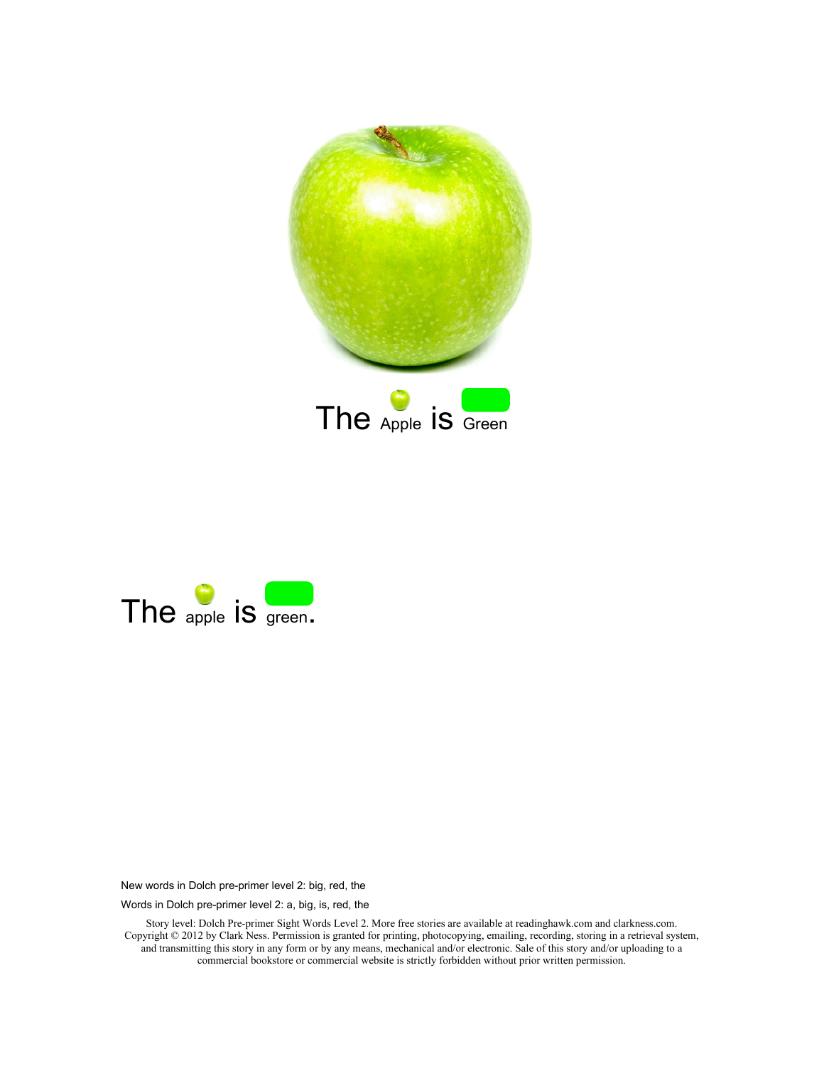The Apple is Green

The apple is green.

New words in Dolch pre-primer level 2: big, red, the

Words in Dolch pre-primer level 2: a, big, is, red, the

Story level: Dolch Pre-primer Sight Words Level 2. More free stories are available at readinghawk.com and clarkness.com. Copyright © 2012 by Clark Ness. Permission is granted for printing, photocopying, emailing, recording, storing in a retrieval system, and transmitting this story in any form or by any means, mechanical and/or electronic. Sale of this story and/or uploading to a commercial bookstore or commercial website is strictly forbidden without prior written permission.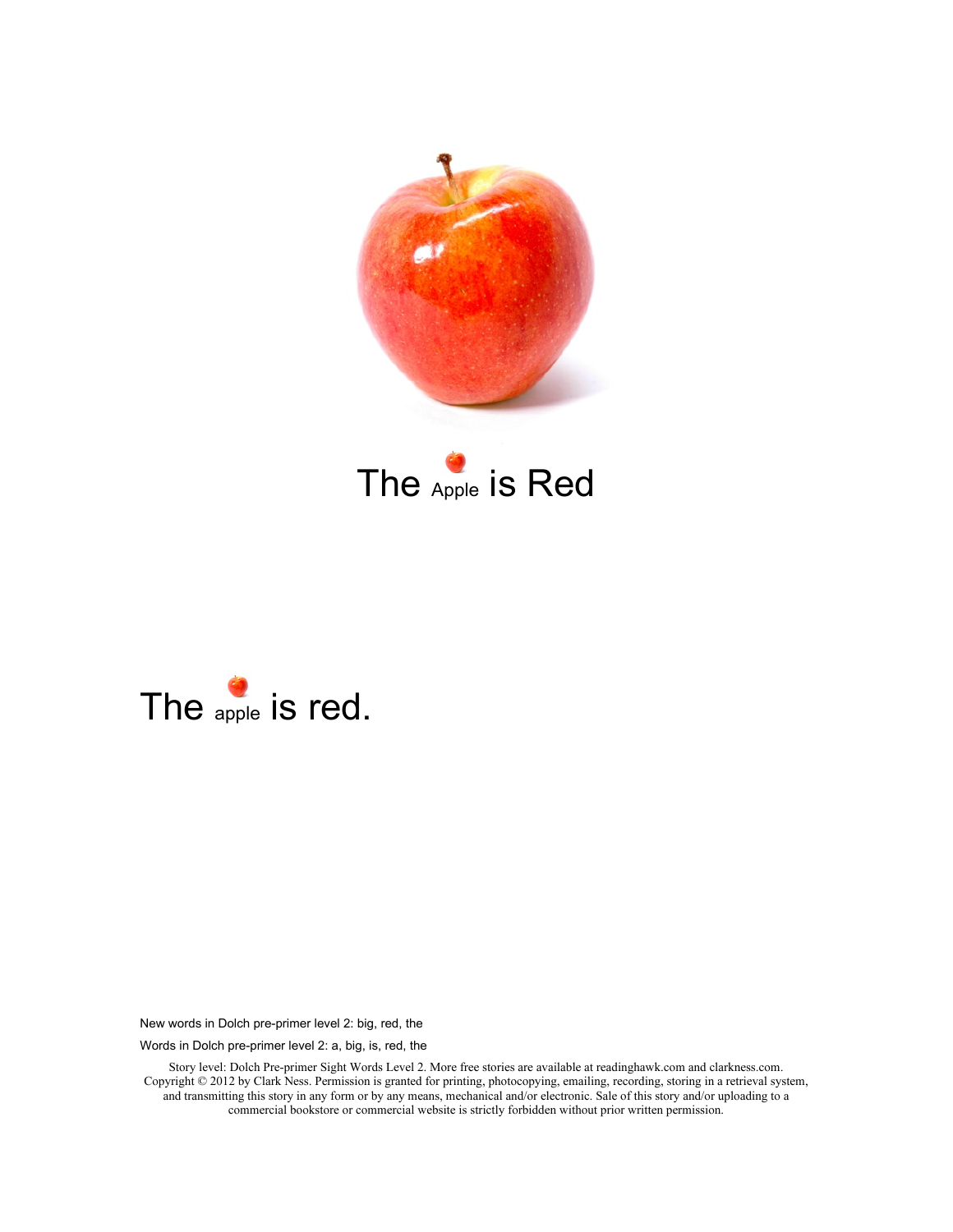# The Apple is Red

The apple is red.

New words in Dolch pre-primer level 2: big, red, the

Words in Dolch pre-primer level 2: a, big, is, red, the

Story level: Dolch Pre-primer Sight Words Level 2. More free stories are available at readinghawk.com and clarkness.com. Copyright © 2012 by Clark Ness. Permission is granted for printing, photocopying, emailing, recording, storing in a retrieval system, and transmitting this story in any form or by any means, mechanical and/or electronic. Sale of this story and/or uploading to a commercial bookstore or commercial website is strictly forbidden without prior written permission.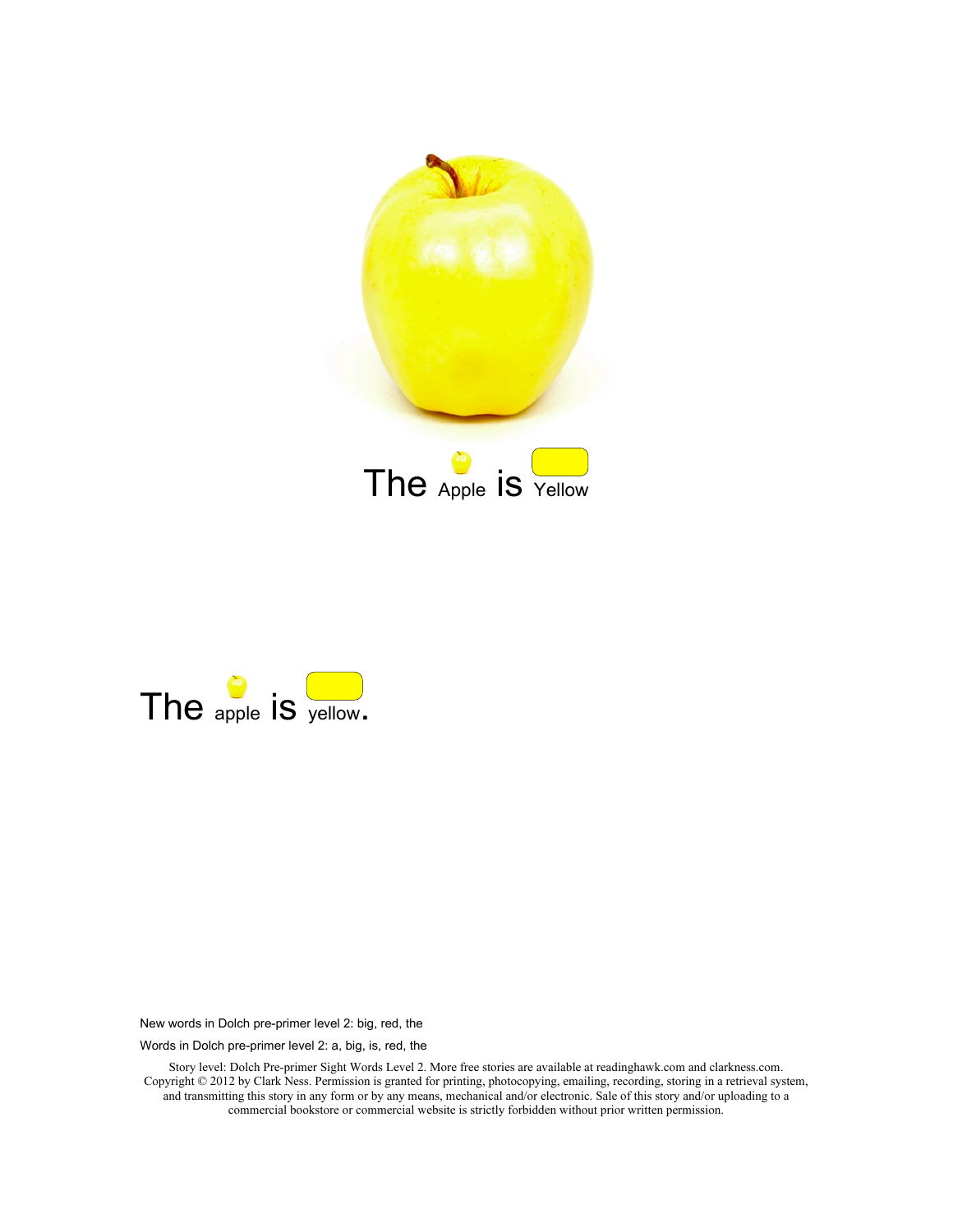The Apple is Yellow

The apple is yellow.

New words in Dolch pre-primer level 2: big, red, the

Words in Dolch pre-primer level 2: a, big, is, red, the

Story level: Dolch Pre-primer Sight Words Level 2. More free stories are available at readinghawk.com and clarkness.com. Copyright © 2012 by Clark Ness. Permission is granted for printing, photocopying, emailing, recording, storing in a retrieval system, and transmitting this story in any form or by any means, mechanical and/or electronic. Sale of this story and/or uploading to a commercial bookstore or commercial website is strictly forbidden without prior written permission.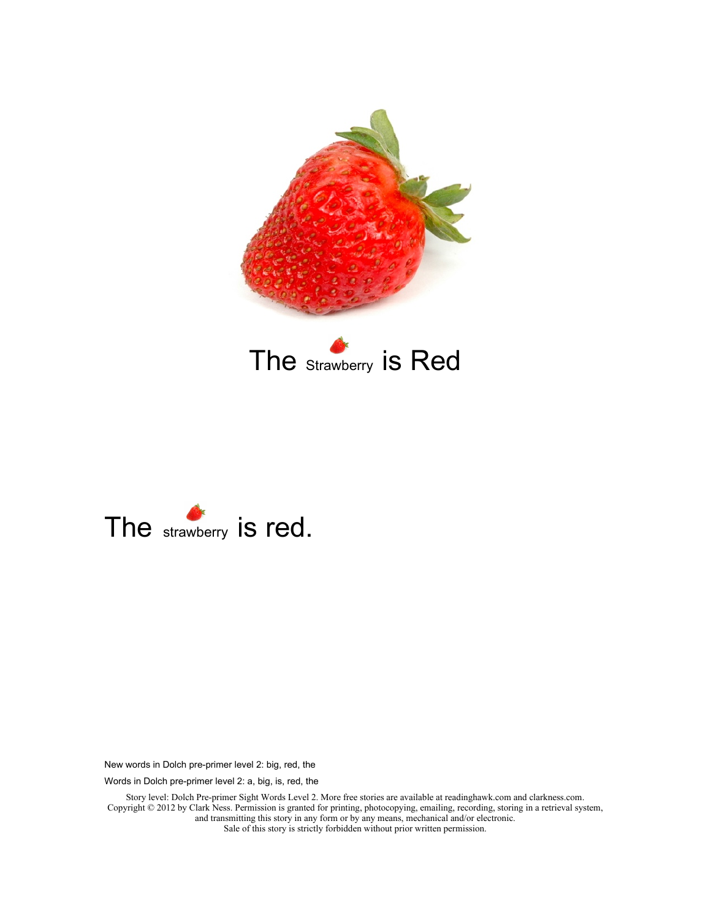# The Strawberry is Red

The strawberry is red.

New words in Dolch pre-primer level 2: big, red, the

Words in Dolch pre-primer level 2: a, big, is, red, the

Story level: Dolch Pre-primer Sight Words Level 2. More free stories are available at readinghawk.com and clarkness.com.
Copyright © 2012 by Clark Ness. Permission is granted for printing, photocopying, emailing, recording, storing in a retrieval system, and transmitting this story in any form or by any means, mechanical and/or electronic.
Sale of this story is strictly forbidden without prior written permission.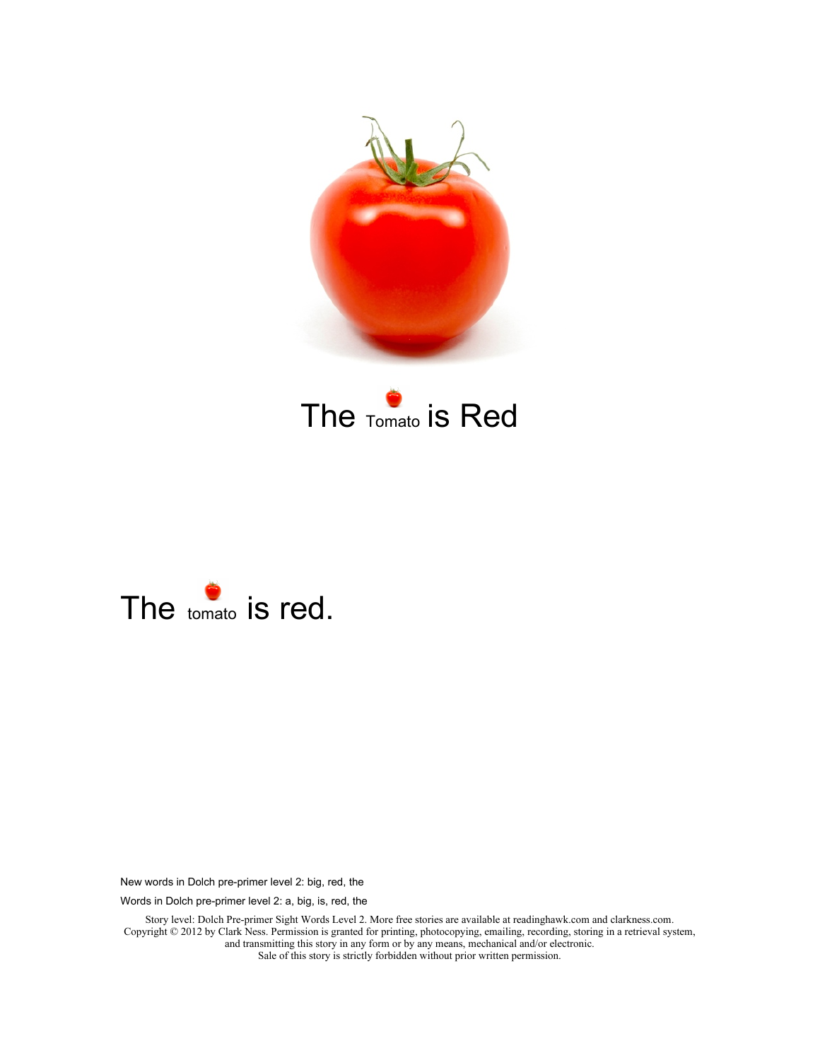# The Tomato is Red

The tomato is red.

New words in Dolch pre-primer level 2: big, red, the

Words in Dolch pre-primer level 2: a, big, is, red, the

Story level: Dolch Pre-primer Sight Words Level 2. More free stories are available at readinghawk.com and clarkness.com. Copyright © 2012 by Clark Ness. Permission is granted for printing, photocopying, emailing, recording, storing in a retrieval system, and transmitting this story in any form or by any means, mechanical and/or electronic. Sale of this story is strictly forbidden without prior written permission.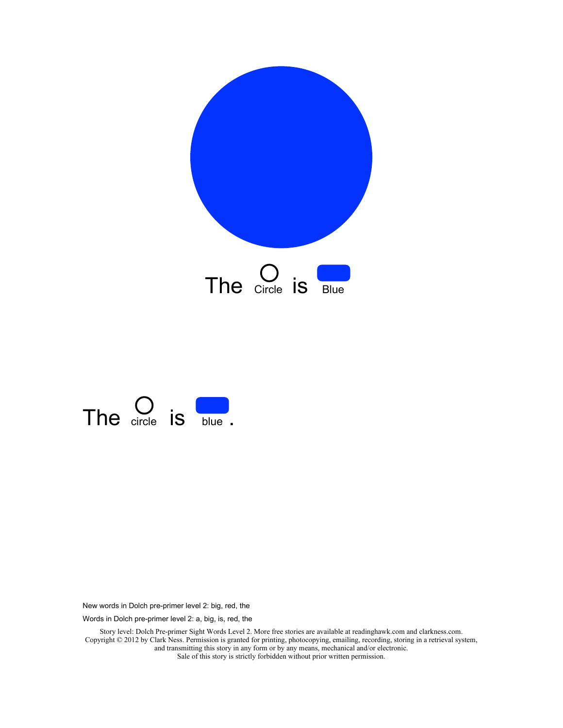The Circle is Blue

The circle is blue.

New words in Dolch pre-primer level 2: big, red, the

Words in Dolch pre-primer level 2: a, big, is, red, the

Story level: Dolch Pre-primer Sight Words Level 2. More free stories are available at readinghawk.com and clarkness.com.
Copyright © 2012 by Clark Ness. Permission is granted for printing, photocopying, emailing, recording, storing in a retrieval system, and transmitting this story in any form or by any means, mechanical and/or electronic.
Sale of this story is strictly forbidden without prior written permission.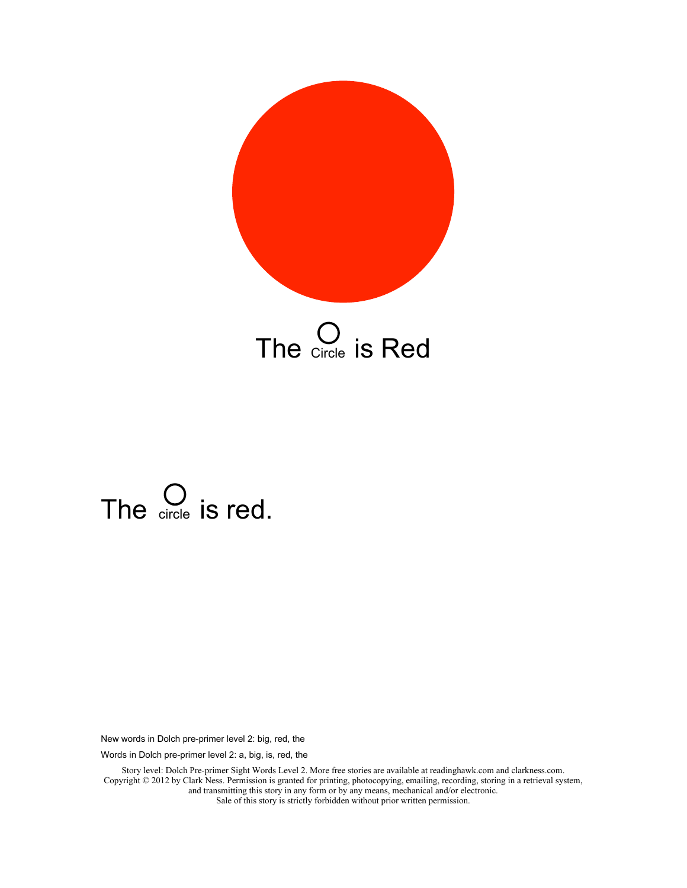The ◯ Circle is Red

The ◯ circle is red.

New words in Dolch pre-primer level 2: big, red, the

Words in Dolch pre-primer level 2: a, big, is, red, the

Story level: Dolch Pre-primer Sight Words Level 2. More free stories are available at readinghawk.com and clarkness.com.
Copyright © 2012 by Clark Ness. Permission is granted for printing, photocopying, emailing, recording, storing in a retrieval system, and transmitting this story in any form or by any means, mechanical and/or electronic.
Sale of this story is strictly forbidden without prior written permission.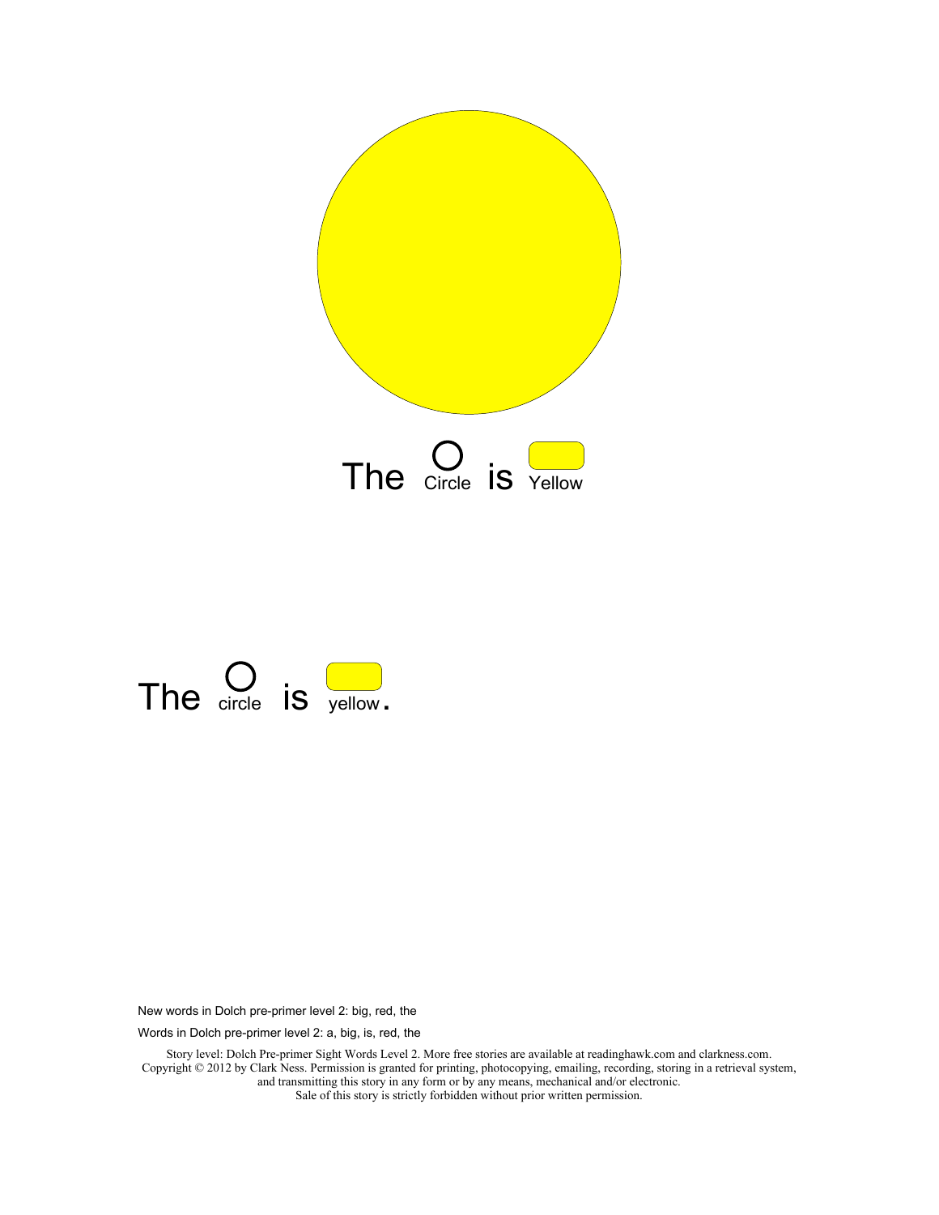The Circle is Yellow

The circle is yellow.

New words in Dolch pre-primer level 2: big, red, the

Words in Dolch pre-primer level 2: a, big, is, red, the

Story level: Dolch Pre-primer Sight Words Level 2. More free stories are available at readinghawk.com and clarkness.com.
Copyright © 2012 by Clark Ness. Permission is granted for printing, photocopying, emailing, recording, storing in a retrieval system, and transmitting this story in any form or by any means, mechanical and/or electronic.
Sale of this story is strictly forbidden without prior written permission.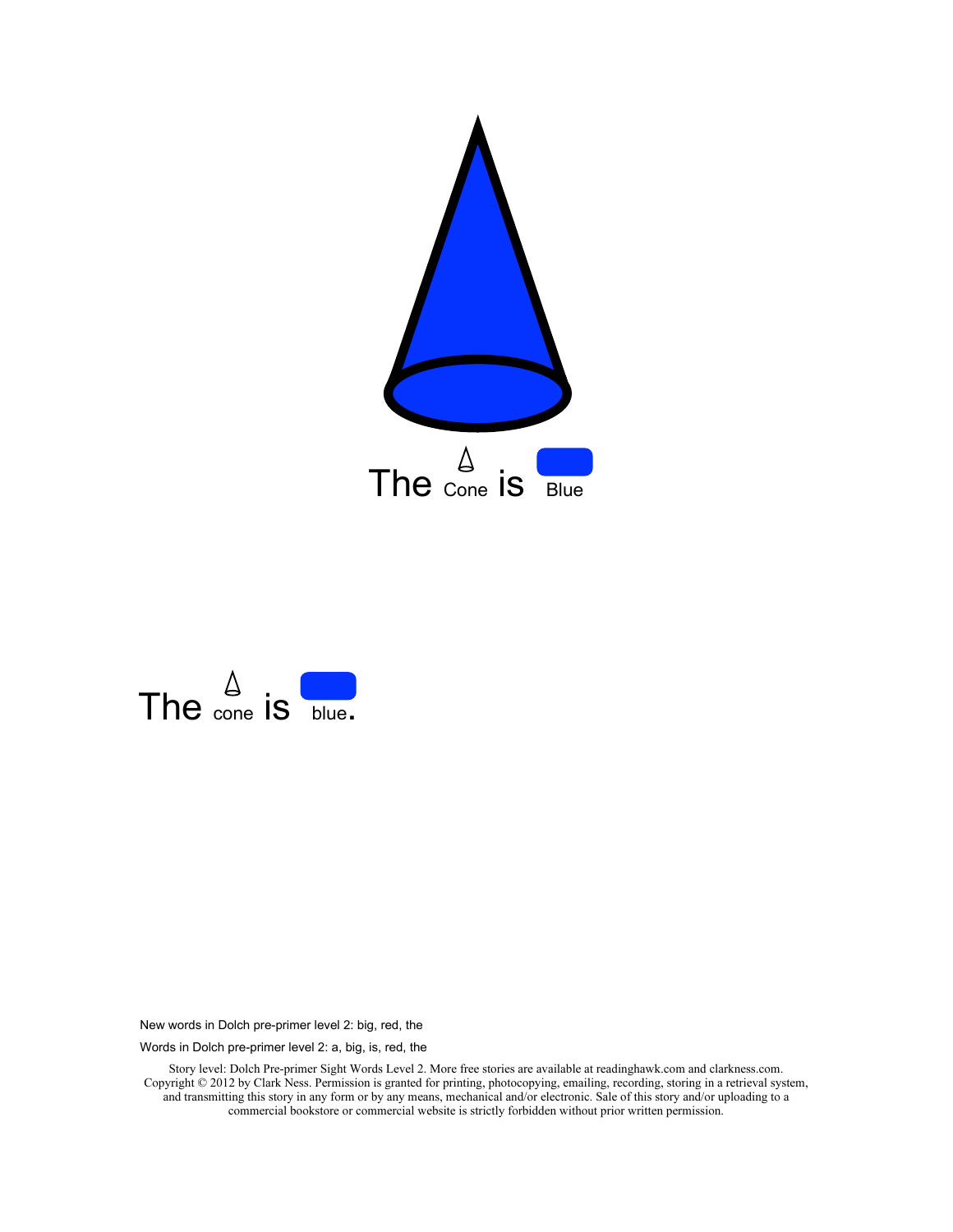The Cone is Blue

The cone is blue.

New words in Dolch pre-primer level 2: big, red, the

Words in Dolch pre-primer level 2: a, big, is, red, the

Story level: Dolch Pre-primer Sight Words Level 2. More free stories are available at readinghawk.com and clarkness.com. Copyright © 2012 by Clark Ness. Permission is granted for printing, photocopying, emailing, recording, storing in a retrieval system, and transmitting this story in any form or by any means, mechanical and/or electronic. Sale of this story and/or uploading to a commercial bookstore or commercial website is strictly forbidden without prior written permission.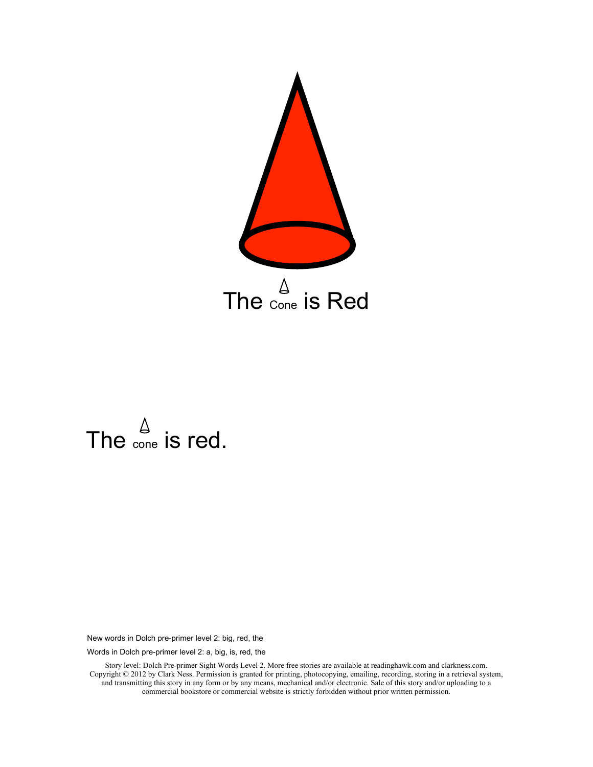The Cone is Red

The cone is red.

New words in Dolch pre-primer level 2: big, red, the

Words in Dolch pre-primer level 2: a, big, is, red, the

Story level: Dolch Pre-primer Sight Words Level 2. More free stories are available at readinghawk.com and clarkness.com. Copyright © 2012 by Clark Ness. Permission is granted for printing, photocopying, emailing, recording, storing in a retrieval system, and transmitting this story in any form or by any means, mechanical and/or electronic. Sale of this story and/or uploading to a commercial bookstore or commercial website is strictly forbidden without prior written permission.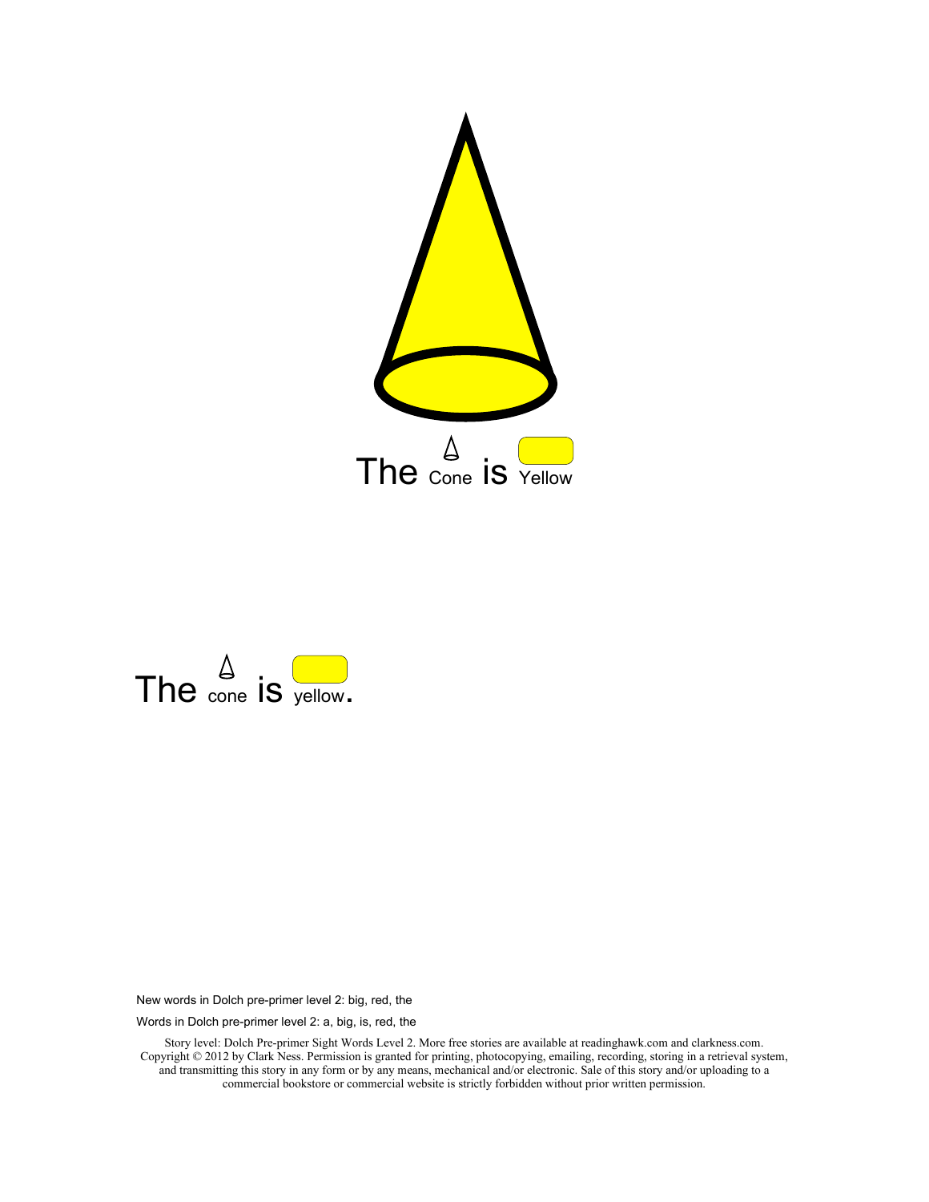The cone is Yellow

The cone is yellow.

New words in Dolch pre-primer level 2: big, red, the

Words in Dolch pre-primer level 2: a, big, is, red, the

Story level: Dolch Pre-primer Sight Words Level 2. More free stories are available at readinghawk.com and clarkness.com. Copyright © 2012 by Clark Ness. Permission is granted for printing, photocopying, emailing, recording, storing in a retrieval system, and transmitting this story in any form or by any means, mechanical and/or electronic. Sale of this story and/or uploading to a commercial bookstore or commercial website is strictly forbidden without prior written permission.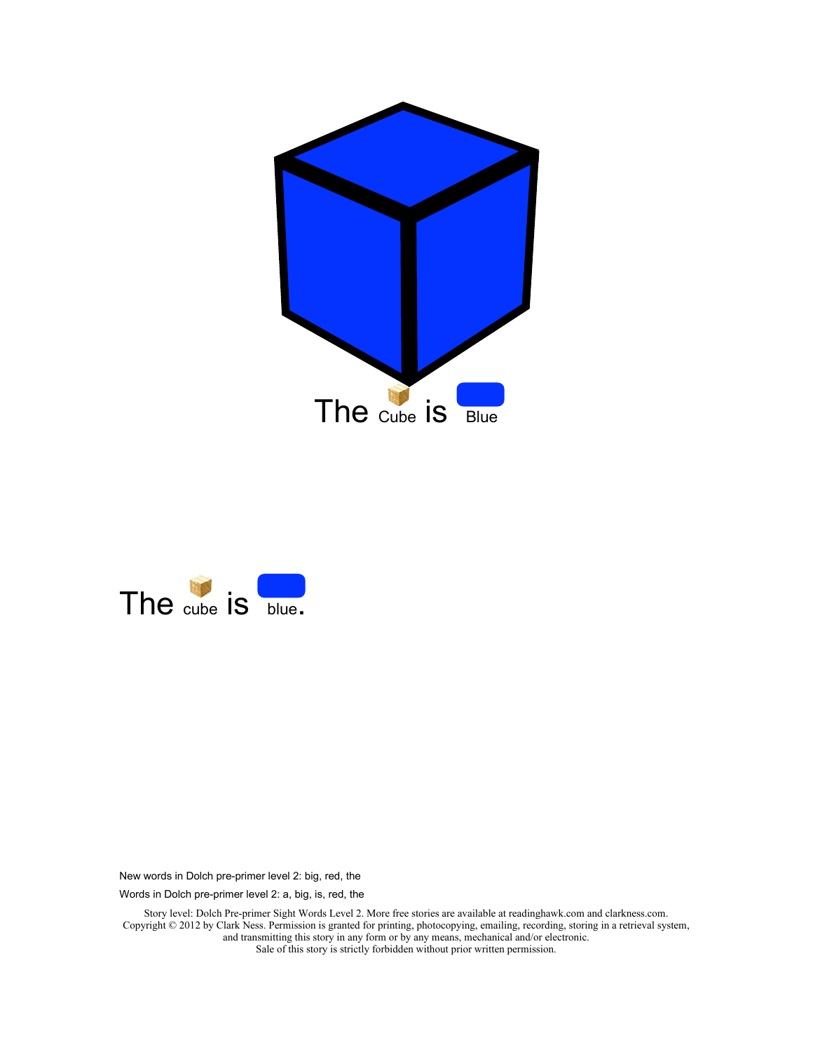The Cube is Blue

The cube is blue.

New words in Dolch pre-primer level 2: big, red, the

Words in Dolch pre-primer level 2: a, big, is, red, the

Story level: Dolch Pre-primer Sight Words Level 2. More free stories are available at readinghawk.com and clarkness.com.
Copyright © 2012 by Clark Ness. Permission is granted for printing, photocopying, emailing, recording, storing in a retrieval system, and transmitting this story in any form or by any means, mechanical and/or electronic.
Sale of this story is strictly forbidden without prior written permission.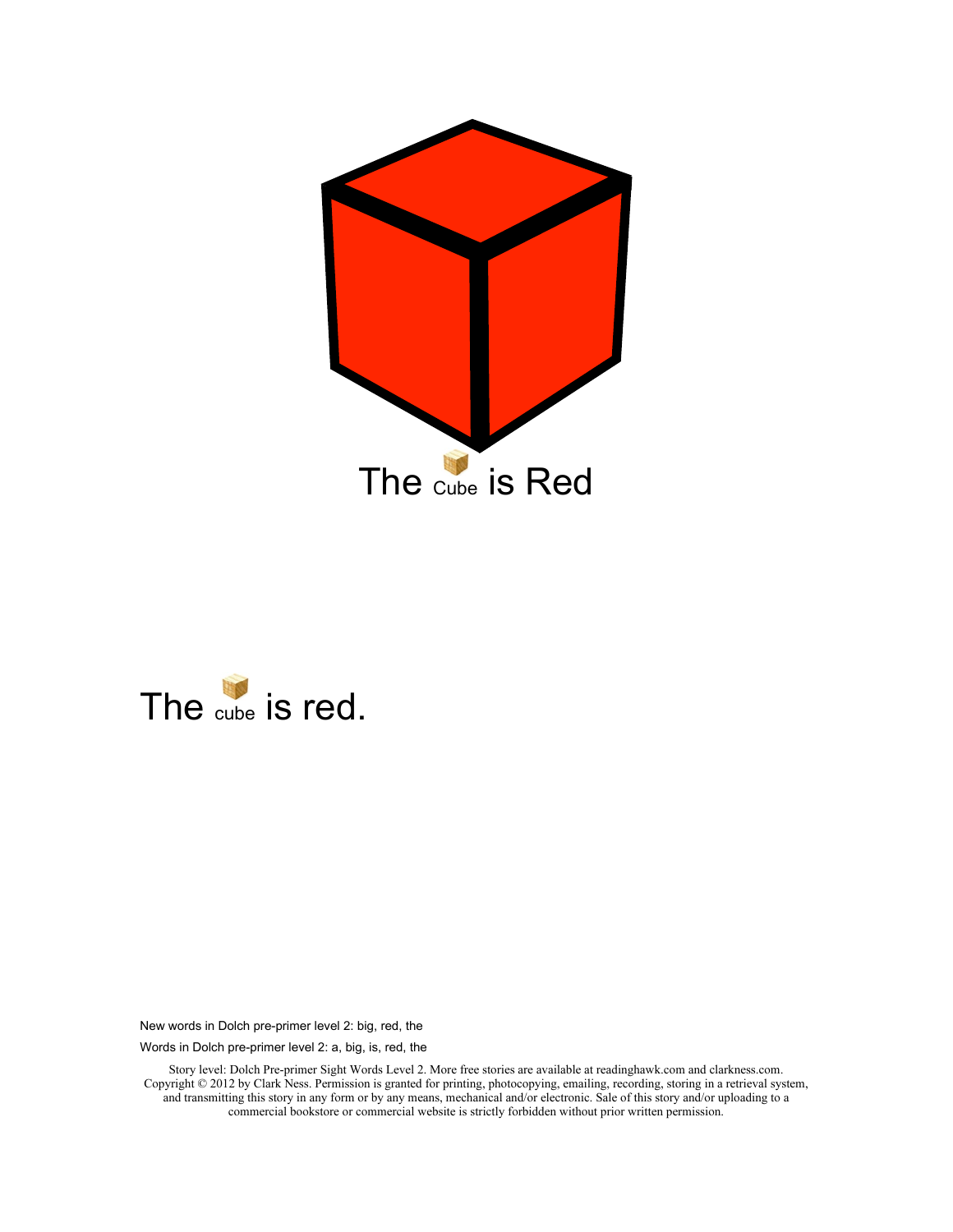The Cube is Red

The cube is red.

New words in Dolch pre-primer level 2: big, red, the

Words in Dolch pre-primer level 2: a, big, is, red, the

Story level: Dolch Pre-primer Sight Words Level 2. More free stories are available at readinghawk.com and clarkness.com. Copyright © 2012 by Clark Ness. Permission is granted for printing, photocopying, emailing, recording, storing in a retrieval system, and transmitting this story in any form or by any means, mechanical and/or electronic. Sale of this story and/or uploading to a commercial bookstore or commercial website is strictly forbidden without prior written permission.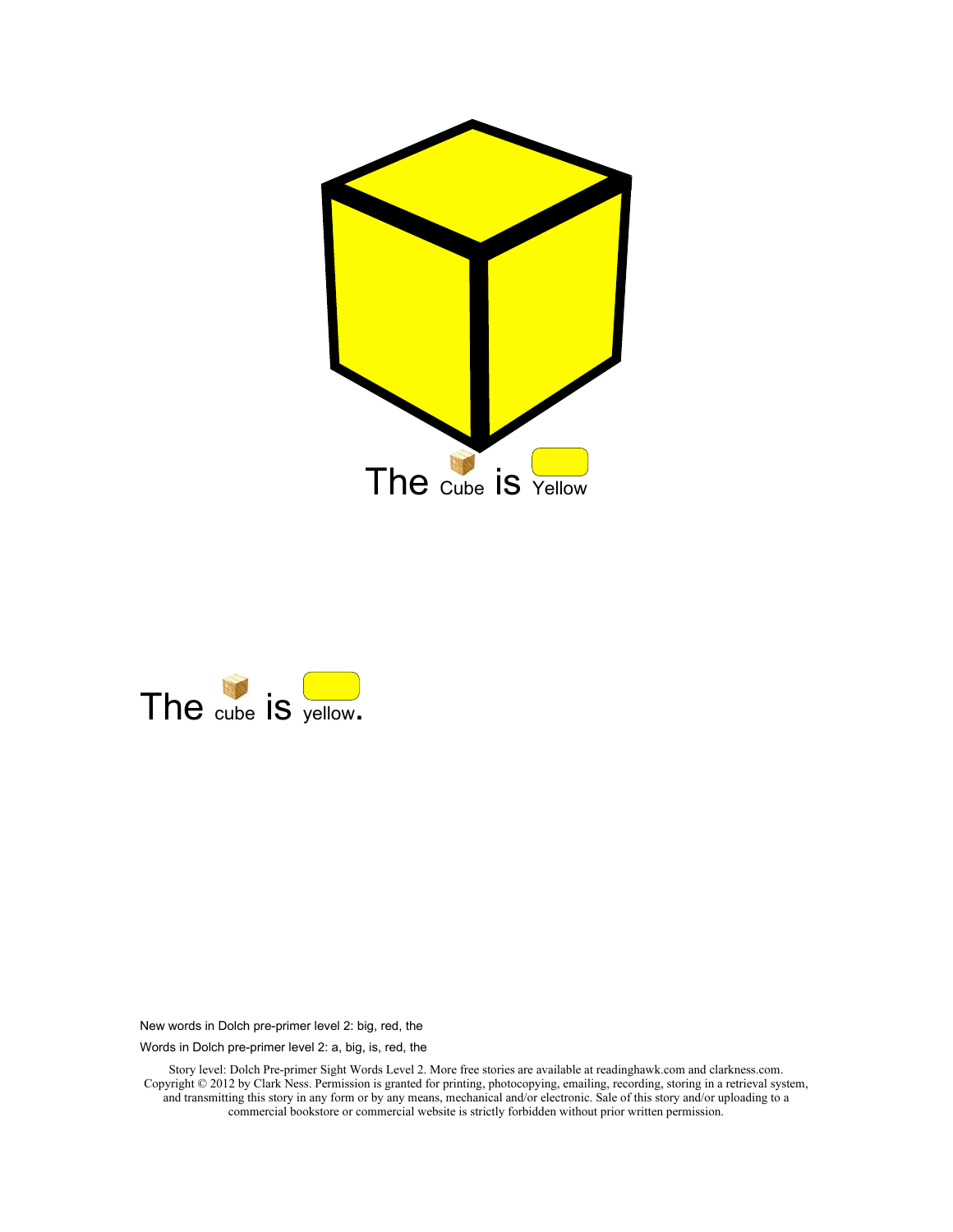The Cube is Yellow

The cube is yellow.

New words in Dolch pre-primer level 2: big, red, the

Words in Dolch pre-primer level 2: a, big, is, red, the

Story level: Dolch Pre-primer Sight Words Level 2. More free stories are available at readinghawk.com and clarkness.com. Copyright © 2012 by Clark Ness. Permission is granted for printing, photocopying, emailing, recording, storing in a retrieval system, and transmitting this story in any form or by any means, mechanical and/or electronic. Sale of this story and/or uploading to a commercial bookstore or commercial website is strictly forbidden without prior written permission.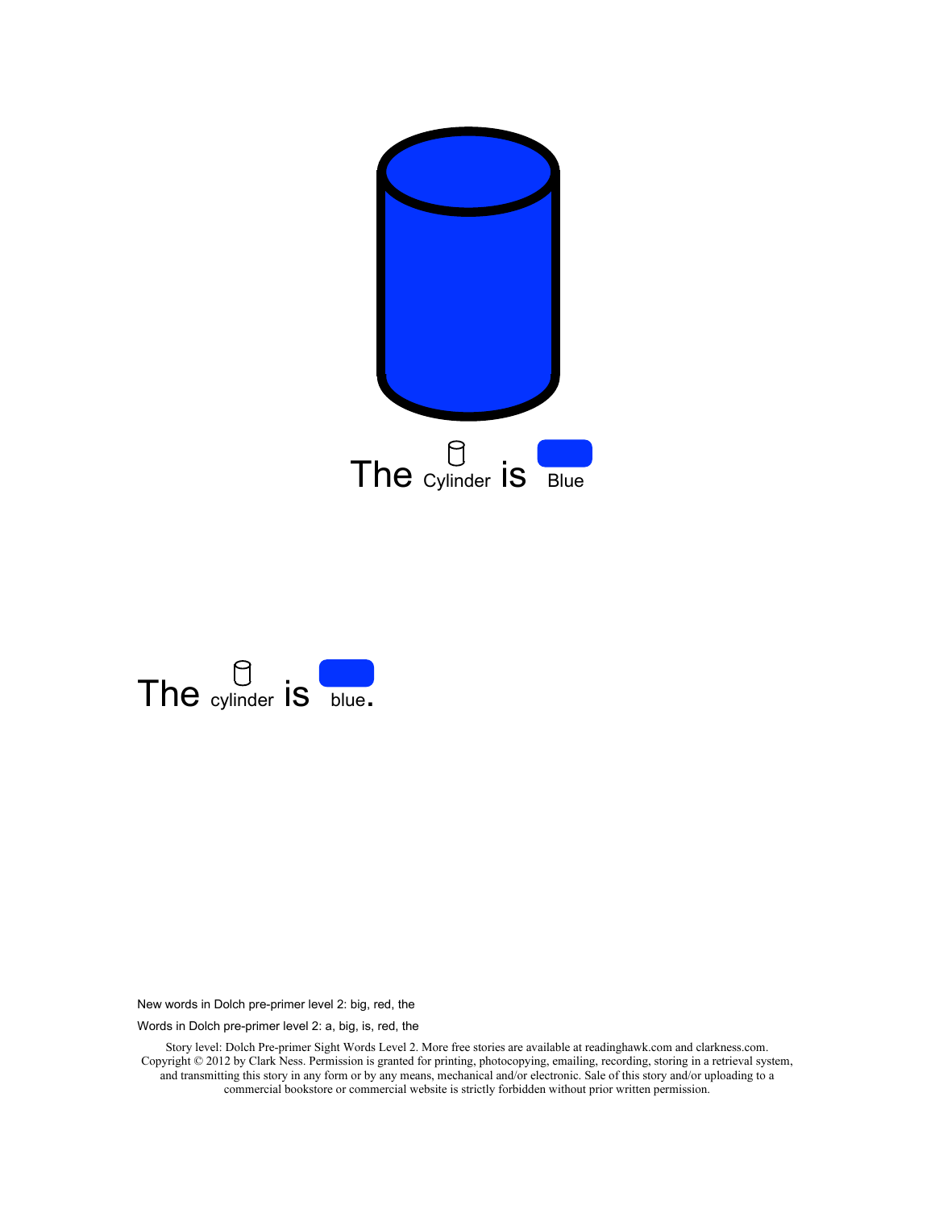The Cylinder is Blue

The cylinder is blue.

New words in Dolch pre-primer level 2: big, red, the

Words in Dolch pre-primer level 2: a, big, is, red, the

Story level: Dolch Pre-primer Sight Words Level 2. More free stories are available at readinghawk.com and clarkness.com. Copyright © 2012 by Clark Ness. Permission is granted for printing, photocopying, emailing, recording, storing in a retrieval system, and transmitting this story in any form or by any means, mechanical and/or electronic. Sale of this story and/or uploading to a commercial bookstore or commercial website is strictly forbidden without prior written permission.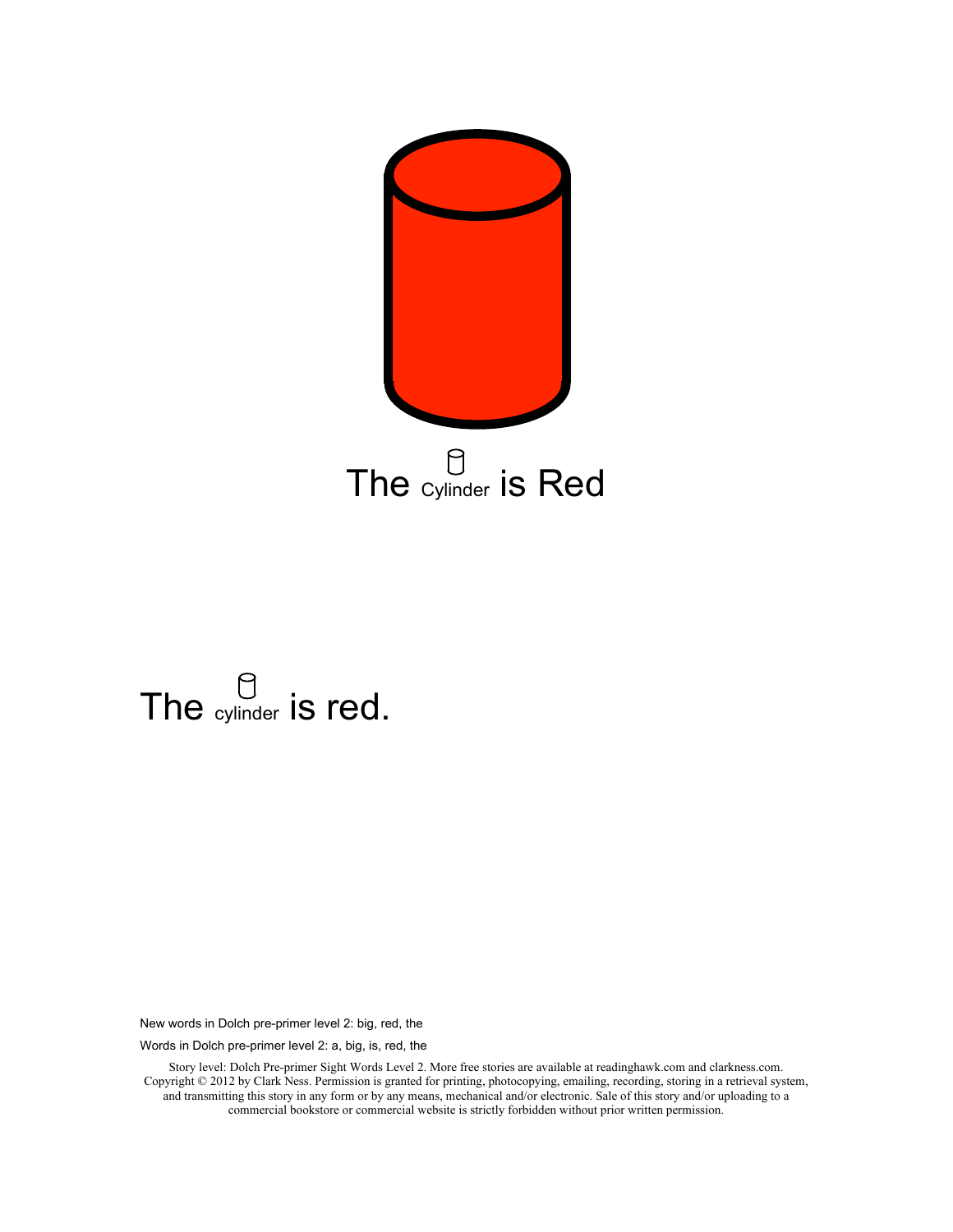The Cylinder is Red

The cylinder is red.

New words in Dolch pre-primer level 2: big, red, the

Words in Dolch pre-primer level 2: a, big, is, red, the

Story level: Dolch Pre-primer Sight Words Level 2. More free stories are available at readinghawk.com and clarkness.com. Copyright © 2012 by Clark Ness. Permission is granted for printing, photocopying, emailing, recording, storing in a retrieval system, and transmitting this story in any form or by any means, mechanical and/or electronic. Sale of this story and/or uploading to a commercial bookstore or commercial website is strictly forbidden without prior written permission.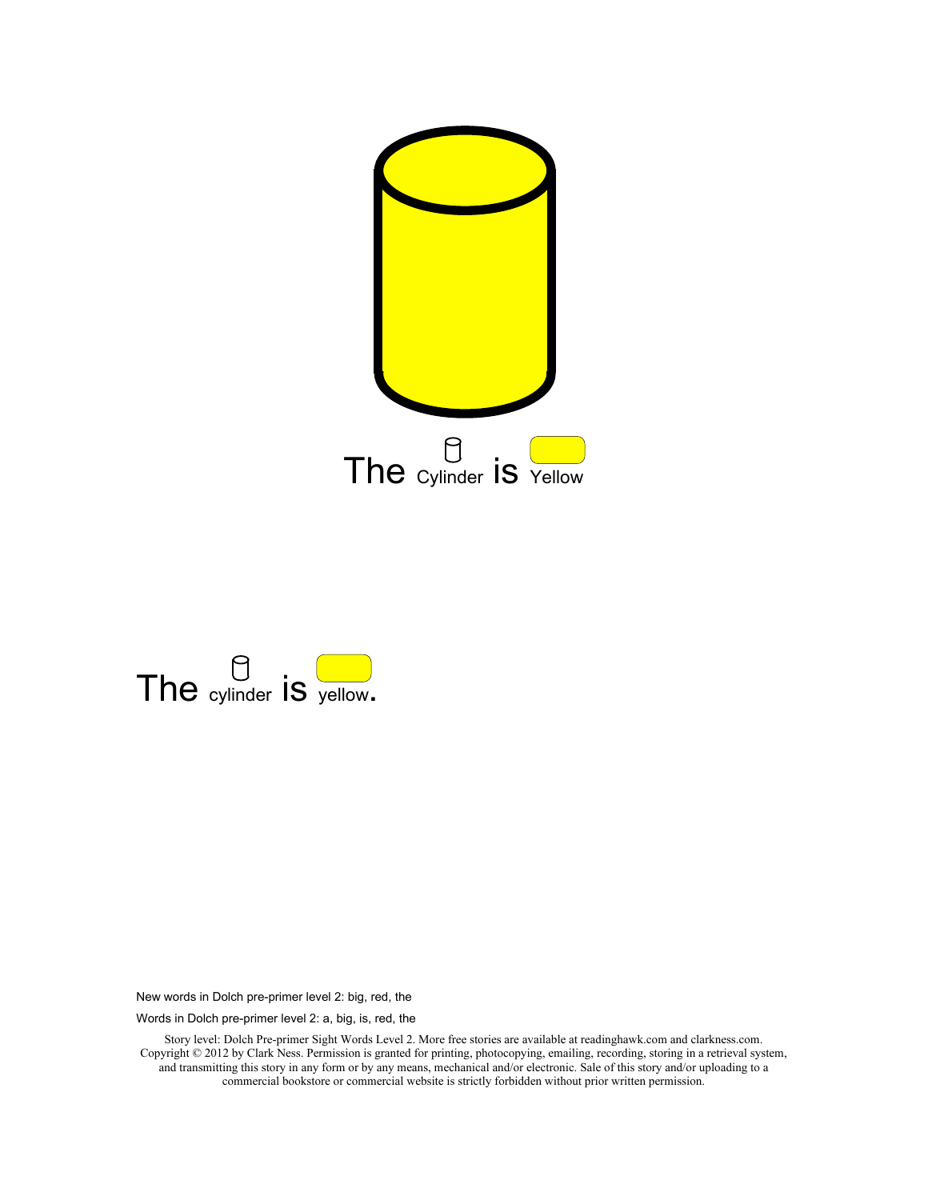The Cylinder is Yellow

The cylinder is yellow.

New words in Dolch pre-primer level 2: big, red, the

Words in Dolch pre-primer level 2: a, big, is, red, the

Story level: Dolch Pre-primer Sight Words Level 2. More free stories are available at readinghawk.com and clarkness.com. Copyright © 2012 by Clark Ness. Permission is granted for printing, photocopying, emailing, recording, storing in a retrieval system, and transmitting this story in any form or by any means, mechanical and/or electronic. Sale of this story and/or uploading to a commercial bookstore or commercial website is strictly forbidden without prior written permission.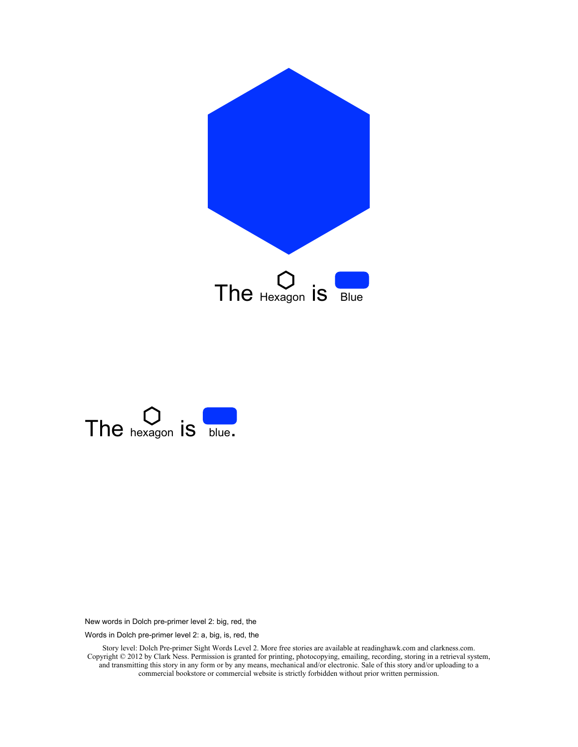The Hexagon is Blue

The hexagon is blue.

New words in Dolch pre-primer level 2: big, red, the

Words in Dolch pre-primer level 2: a, big, is, red, the

Story level: Dolch Pre-primer Sight Words Level 2. More free stories are available at readinghawk.com and clarkness.com. Copyright © 2012 by Clark Ness. Permission is granted for printing, photocopying, emailing, recording, storing in a retrieval system, and transmitting this story in any form or by any means, mechanical and/or electronic. Sale of this story and/or uploading to a commercial bookstore or commercial website is strictly forbidden without prior written permission.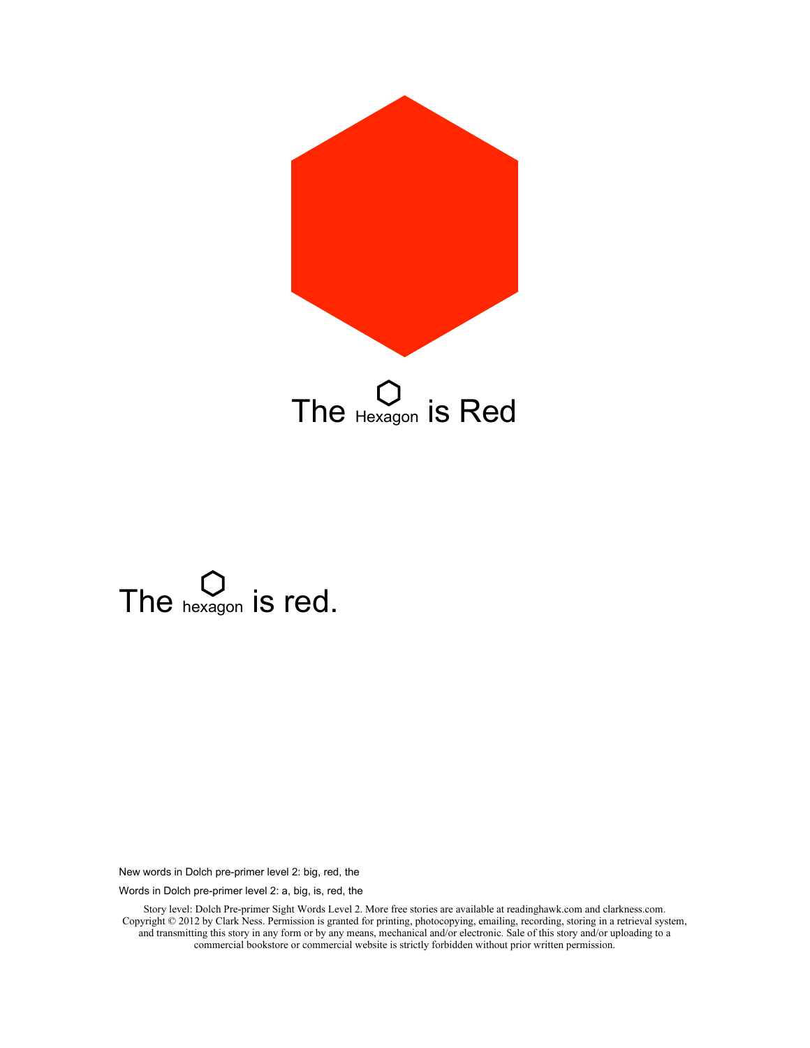The Hexagon is Red

The hexagon is red.

New words in Dolch pre-primer level 2: big, red, the

Words in Dolch pre-primer level 2: a, big, is, red, the

Story level: Dolch Pre-primer Sight Words Level 2. More free stories are available at readinghawk.com and clarkness.com. Copyright © 2012 by Clark Ness. Permission is granted for printing, photocopying, emailing, recording, storing in a retrieval system, and transmitting this story in any form or by any means, mechanical and/or electronic. Sale of this story and/or uploading to a commercial bookstore or commercial website is strictly forbidden without prior written permission.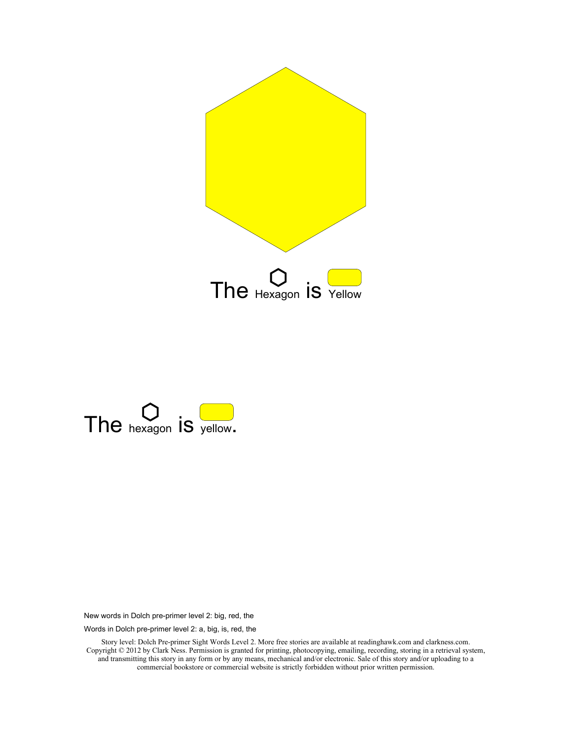The Hexagon is Yellow

The hexagon is yellow.

New words in Dolch pre-primer level 2: big, red, the

Words in Dolch pre-primer level 2: a, big, is, red, the

Story level: Dolch Pre-primer Sight Words Level 2. More free stories are available at readinghawk.com and clarkness.com. Copyright © 2012 by Clark Ness. Permission is granted for printing, photocopying, emailing, recording, storing in a retrieval system, and transmitting this story in any form or by any means, mechanical and/or electronic. Sale of this story and/or uploading to a commercial bookstore or commercial website is strictly forbidden without prior written permission.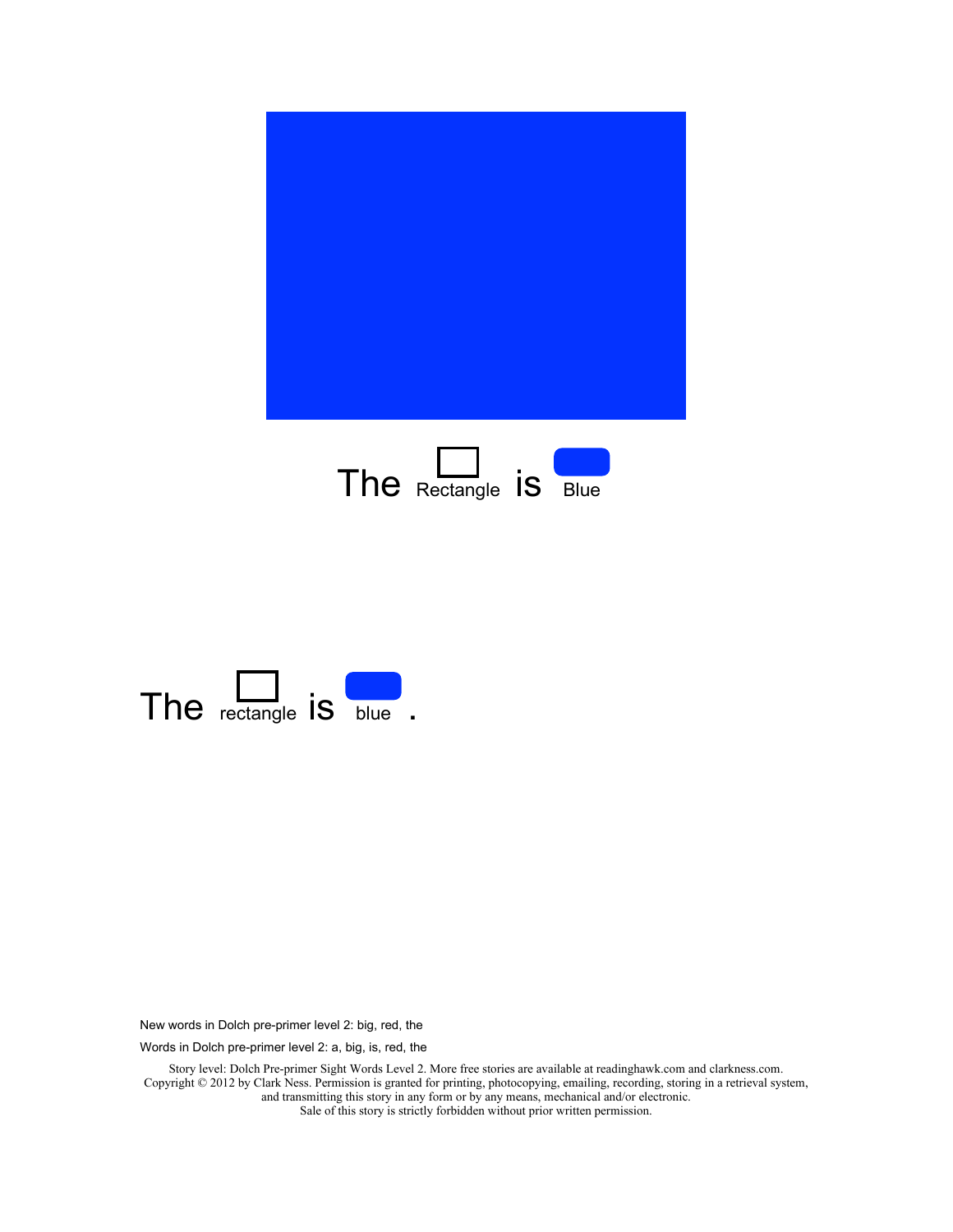The Rectangle is Blue

The rectangle is blue .

New words in Dolch pre-primer level 2: big, red, the

Words in Dolch pre-primer level 2: a, big, is, red, the

Story level: Dolch Pre-primer Sight Words Level 2. More free stories are available at readinghawk.com and clarkness.com. Copyright © 2012 by Clark Ness. Permission is granted for printing, photocopying, emailing, recording, storing in a retrieval system, and transmitting this story in any form or by any means, mechanical and/or electronic. Sale of this story is strictly forbidden without prior written permission.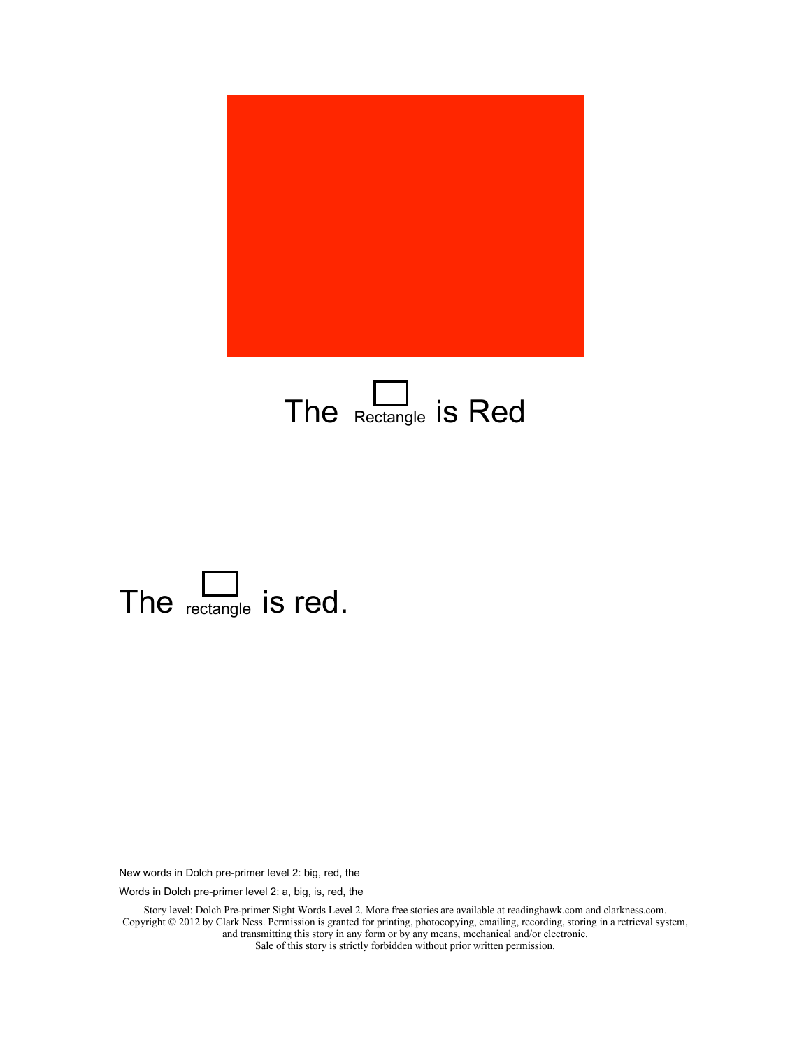The Rectangle is Red

The rectangle is red.

New words in Dolch pre-primer level 2: big, red, the

Words in Dolch pre-primer level 2: a, big, is, red, the

Story level: Dolch Pre-primer Sight Words Level 2. More free stories are available at readinghawk.com and clarkness.com. Copyright © 2012 by Clark Ness. Permission is granted for printing, photocopying, emailing, recording, storing in a retrieval system, and transmitting this story in any form or by any means, mechanical and/or electronic. Sale of this story is strictly forbidden without prior written permission.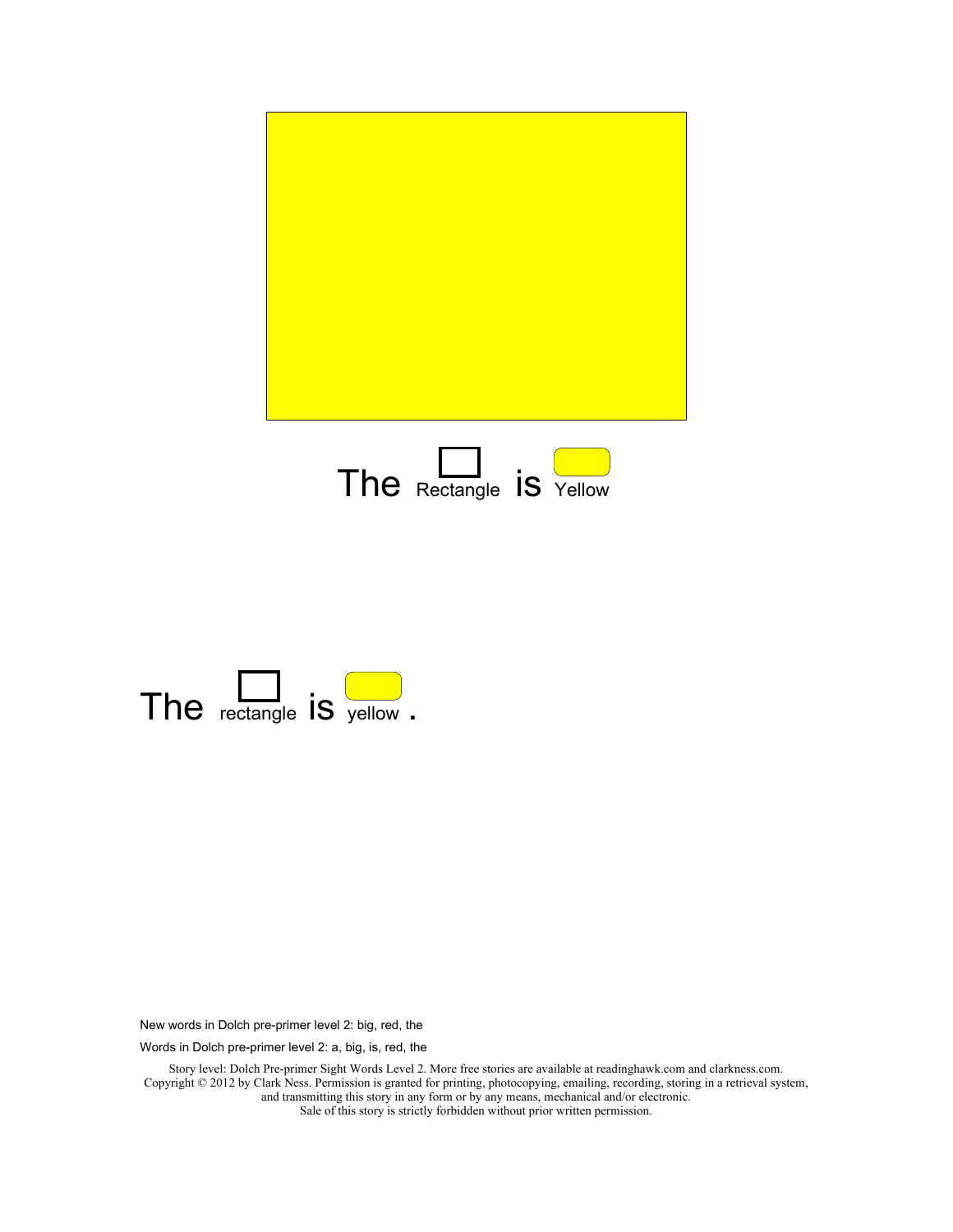The Rectangle is Yellow

The rectangle is yellow.

New words in Dolch pre-primer level 2: big, red, the

Words in Dolch pre-primer level 2: a, big, is, red, the

Story level: Dolch Pre-primer Sight Words Level 2. More free stories are available at readinghawk.com and clarkness.com. Copyright © 2012 by Clark Ness. Permission is granted for printing, photocopying, emailing, recording, storing in a retrieval system, and transmitting this story in any form or by any means, mechanical and/or electronic. Sale of this story is strictly forbidden without prior written permission.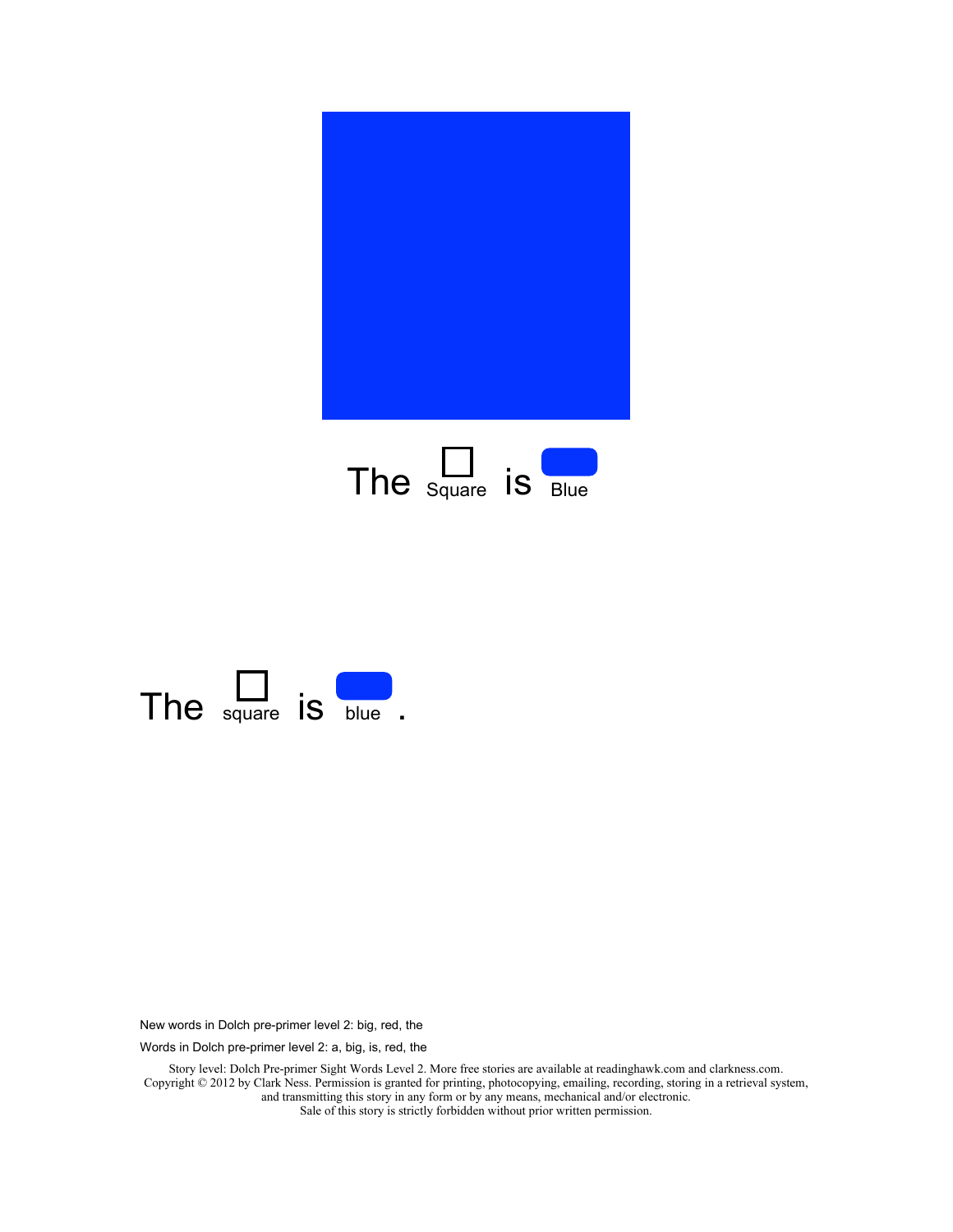The Square is Blue

The square is blue .

New words in Dolch pre-primer level 2: big, red, the

Words in Dolch pre-primer level 2: a, big, is, red, the

Story level: Dolch Pre-primer Sight Words Level 2. More free stories are available at readinghawk.com and clarkness.com. Copyright © 2012 by Clark Ness. Permission is granted for printing, photocopying, emailing, recording, storing in a retrieval system, and transmitting this story in any form or by any means, mechanical and/or electronic. Sale of this story is strictly forbidden without prior written permission.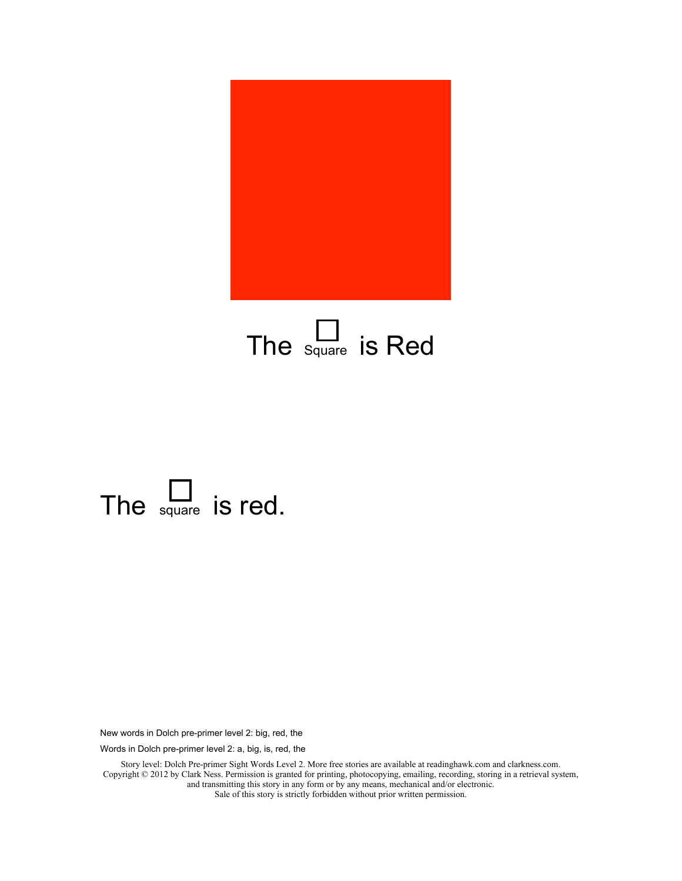The □ Square is Red

The □ square is red.

New words in Dolch pre-primer level 2: big, red, the

Words in Dolch pre-primer level 2: a, big, is, red, the

Story level: Dolch Pre-primer Sight Words Level 2. More free stories are available at readinghawk.com and clarkness.com. Copyright © 2012 by Clark Ness. Permission is granted for printing, photocopying, emailing, recording, storing in a retrieval system, and transmitting this story in any form or by any means, mechanical and/or electronic. Sale of this story is strictly forbidden without prior written permission.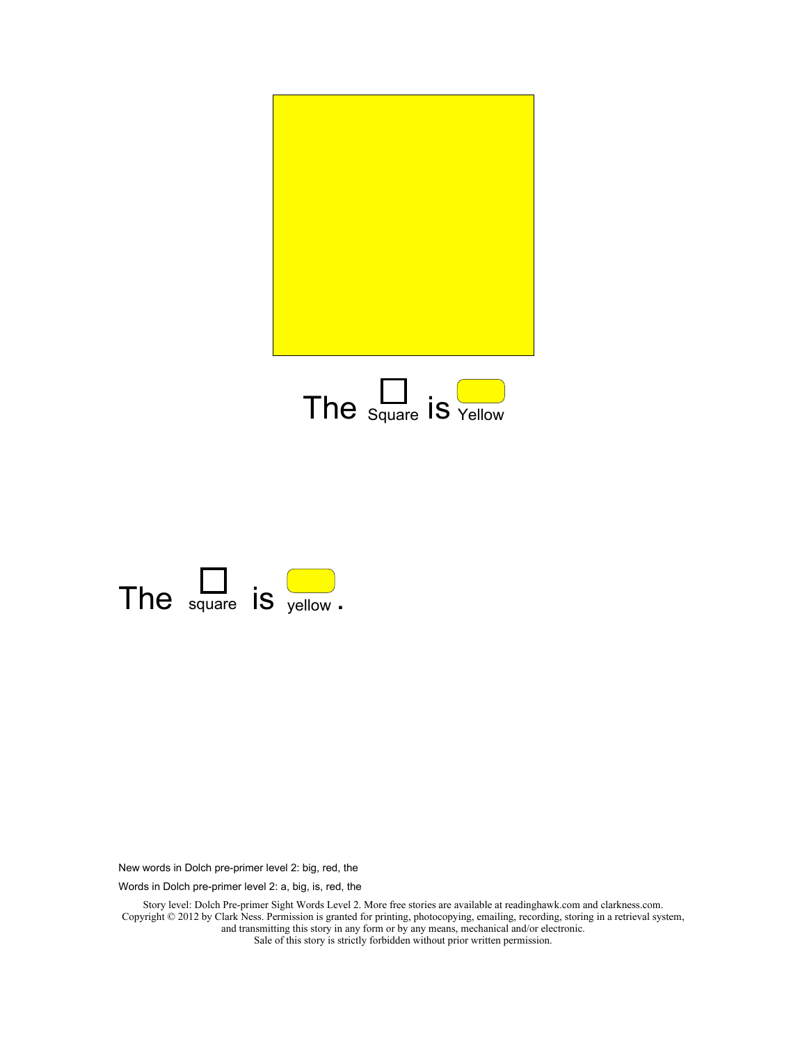The Square is Yellow

The square is yellow.

New words in Dolch pre-primer level 2: big, red, the

Words in Dolch pre-primer level 2: a, big, is, red, the

Story level: Dolch Pre-primer Sight Words Level 2. More free stories are available at readinghawk.com and clarkness.com. Copyright © 2012 by Clark Ness. Permission is granted for printing, photocopying, emailing, recording, storing in a retrieval system, and transmitting this story in any form or by any means, mechanical and/or electronic. Sale of this story is strictly forbidden without prior written permission.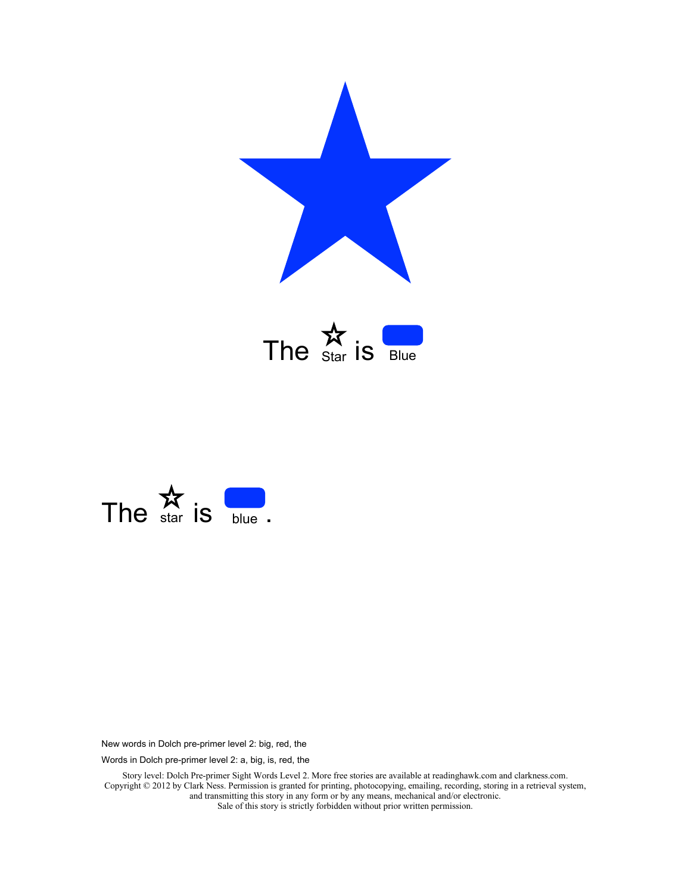The ☆ Star is Blue

The ☆ star is blue.

New words in Dolch pre-primer level 2: big, red, the

Words in Dolch pre-primer level 2: a, big, is, red, the

Story level: Dolch Pre-primer Sight Words Level 2. More free stories are available at readinghawk.com and clarkness.com. Copyright © 2012 by Clark Ness. Permission is granted for printing, photocopying, emailing, recording, storing in a retrieval system, and transmitting this story in any form or by any means, mechanical and/or electronic. Sale of this story is strictly forbidden without prior written permission.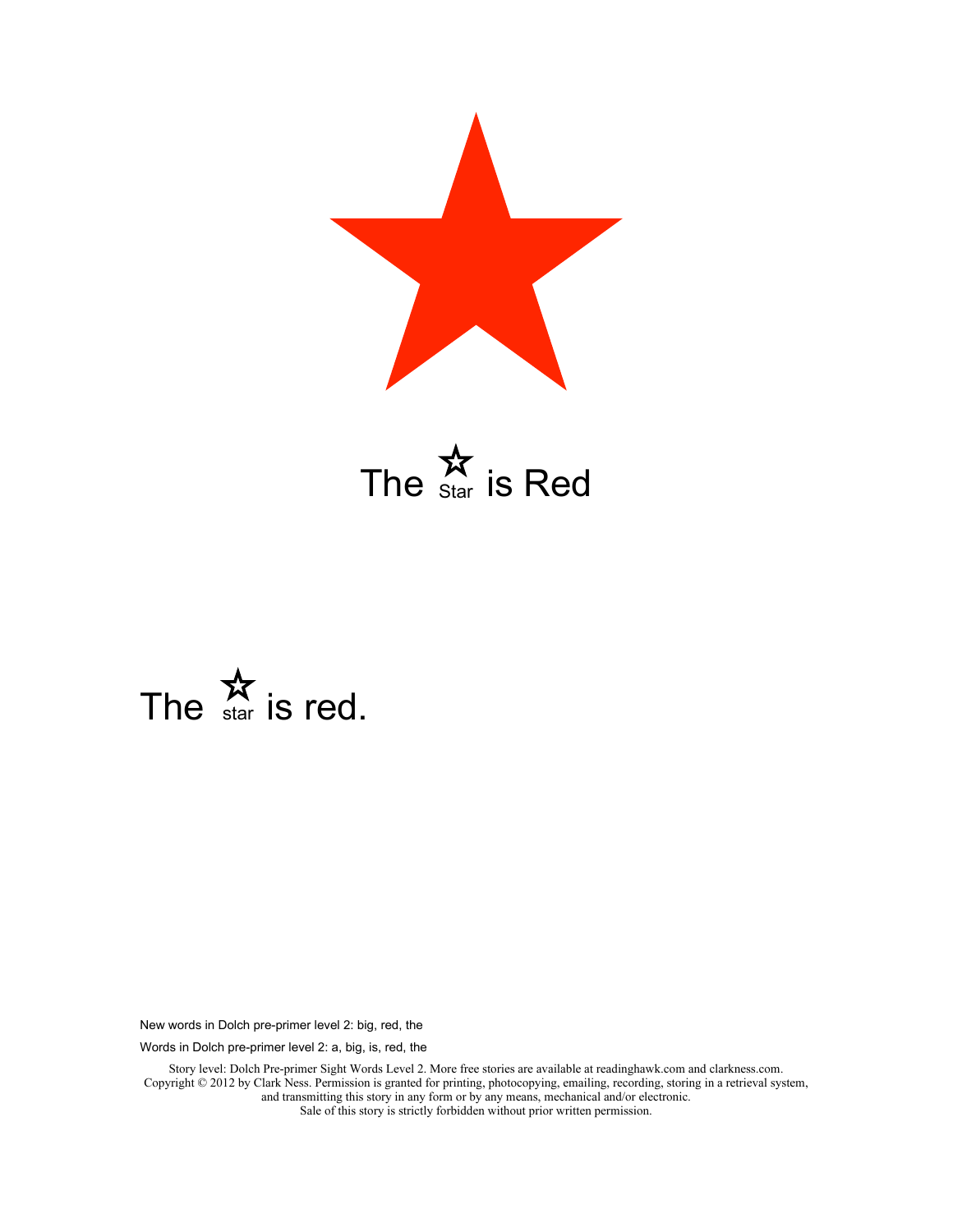The ☆ Star is Red

The ☆ star is red.

New words in Dolch pre-primer level 2: big, red, the

Words in Dolch pre-primer level 2: a, big, is, red, the

Story level: Dolch Pre-primer Sight Words Level 2. More free stories are available at readinghawk.com and clarkness.com.
Copyright © 2012 by Clark Ness. Permission is granted for printing, photocopying, emailing, recording, storing in a retrieval system, and transmitting this story in any form or by any means, mechanical and/or electronic.
Sale of this story is strictly forbidden without prior written permission.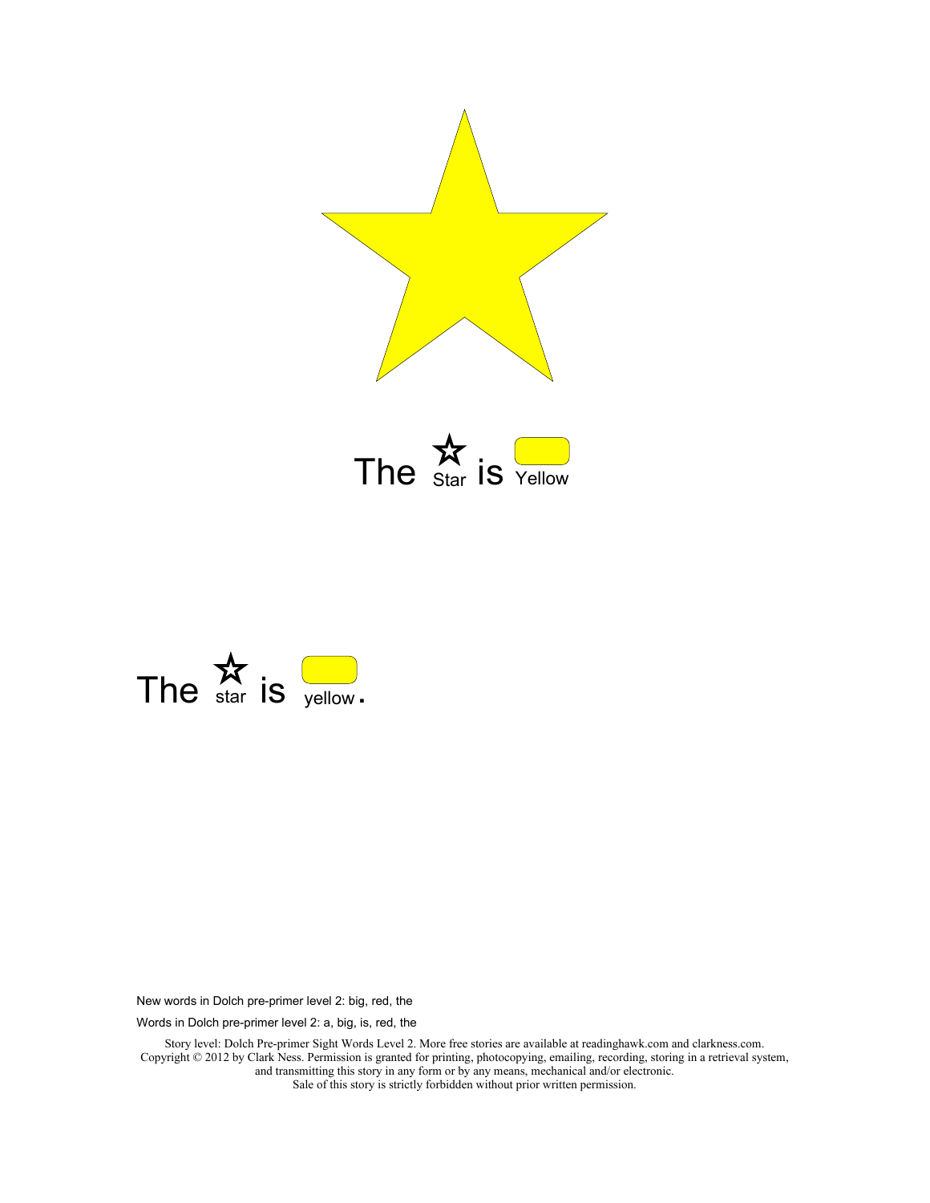The ☆ Star is Yellow

The ☆ star is yellow.

New words in Dolch pre-primer level 2: big, red, the

Words in Dolch pre-primer level 2: a, big, is, red, the

Story level: Dolch Pre-primer Sight Words Level 2. More free stories are available at readinghawk.com and clarkness.com. Copyright © 2012 by Clark Ness. Permission is granted for printing, photocopying, emailing, recording, storing in a retrieval system, and transmitting this story in any form or by any means, mechanical and/or electronic. Sale of this story is strictly forbidden without prior written permission.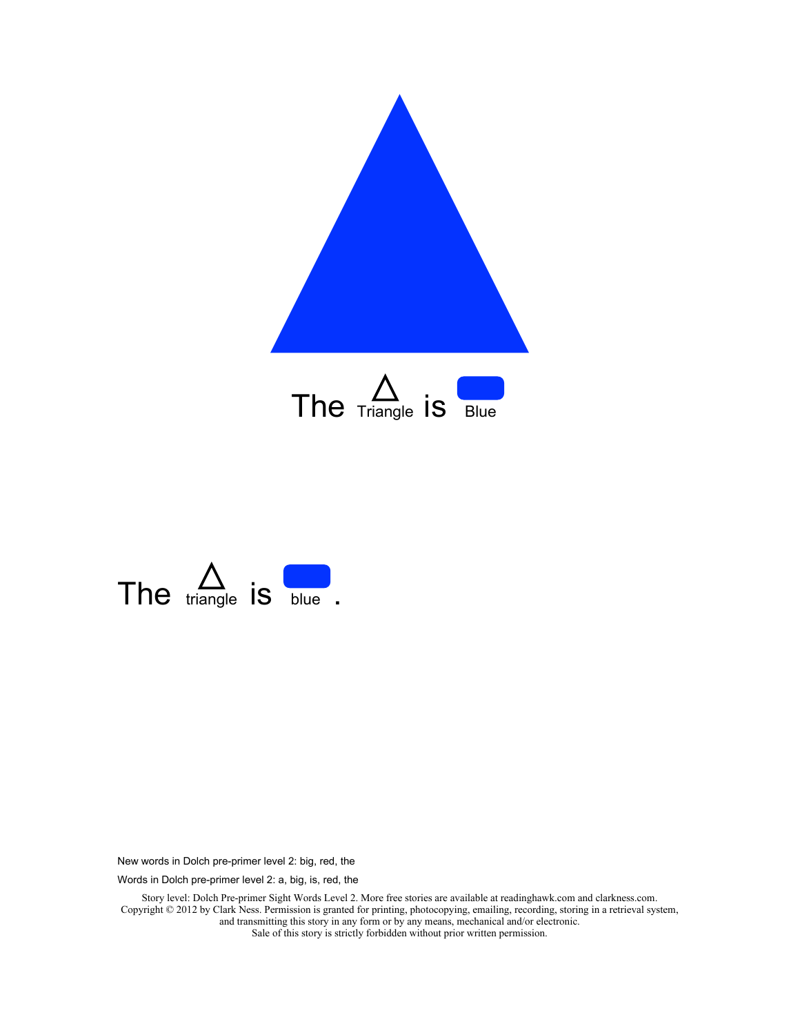The Triangle is Blue

The triangle is blue.

New words in Dolch pre-primer level 2: big, red, the

Words in Dolch pre-primer level 2: a, big, is, red, the

Story level: Dolch Pre-primer Sight Words Level 2. More free stories are available at readinghawk.com and clarkness.com.
Copyright © 2012 by Clark Ness. Permission is granted for printing, photocopying, emailing, recording, storing in a retrieval system, and transmitting this story in any form or by any means, mechanical and/or electronic.
Sale of this story is strictly forbidden without prior written permission.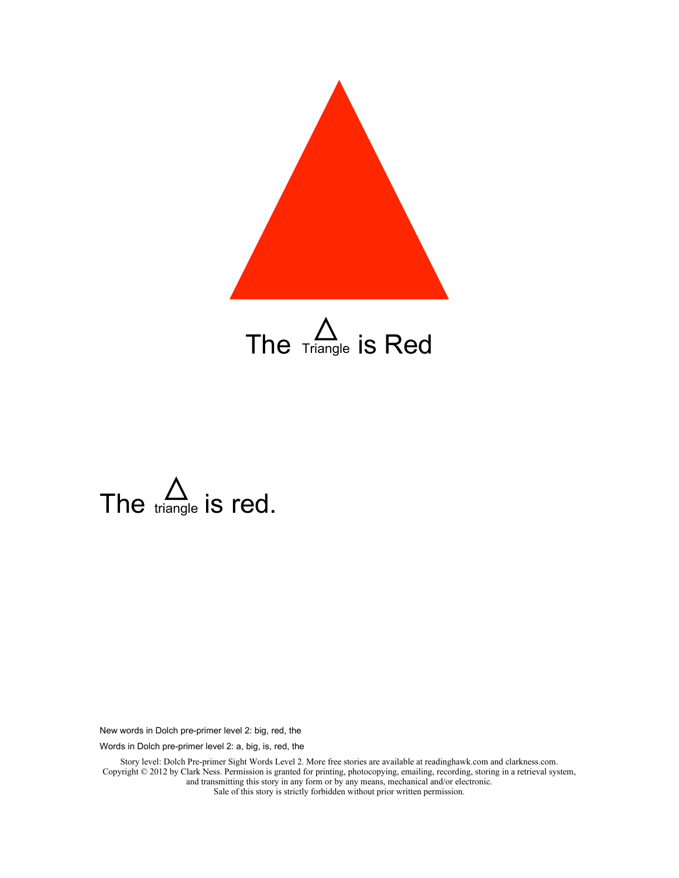The △ Triangle is Red

The △ triangle is red.

New words in Dolch pre-primer level 2: big, red, the

Words in Dolch pre-primer level 2: a, big, is, red, the

Story level: Dolch Pre-primer Sight Words Level 2. More free stories are available at readinghawk.com and clarkness.com. Copyright © 2012 by Clark Ness. Permission is granted for printing, photocopying, emailing, recording, storing in a retrieval system, and transmitting this story in any form or by any means, mechanical and/or electronic. Sale of this story is strictly forbidden without prior written permission.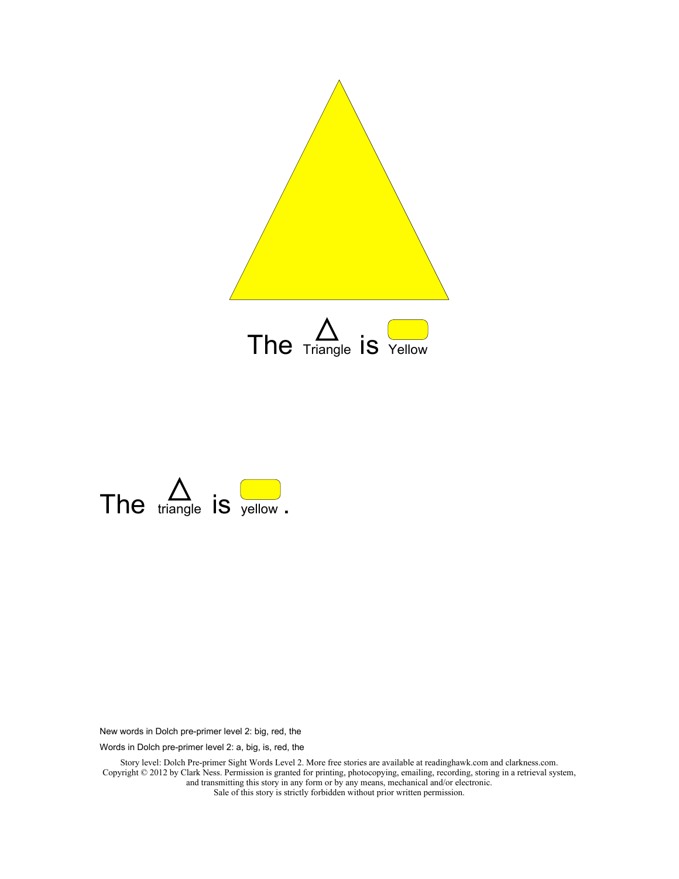The Triangle is Yellow

The triangle is yellow.

New words in Dolch pre-primer level 2: big, red, the

Words in Dolch pre-primer level 2: a, big, is, red, the

Story level: Dolch Pre-primer Sight Words Level 2. More free stories are available at readinghawk.com and clarkness.com.
Copyright © 2012 by Clark Ness. Permission is granted for printing, photocopying, emailing, recording, storing in a retrieval system, and transmitting this story in any form or by any means, mechanical and/or electronic.
Sale of this story is strictly forbidden without prior written permission.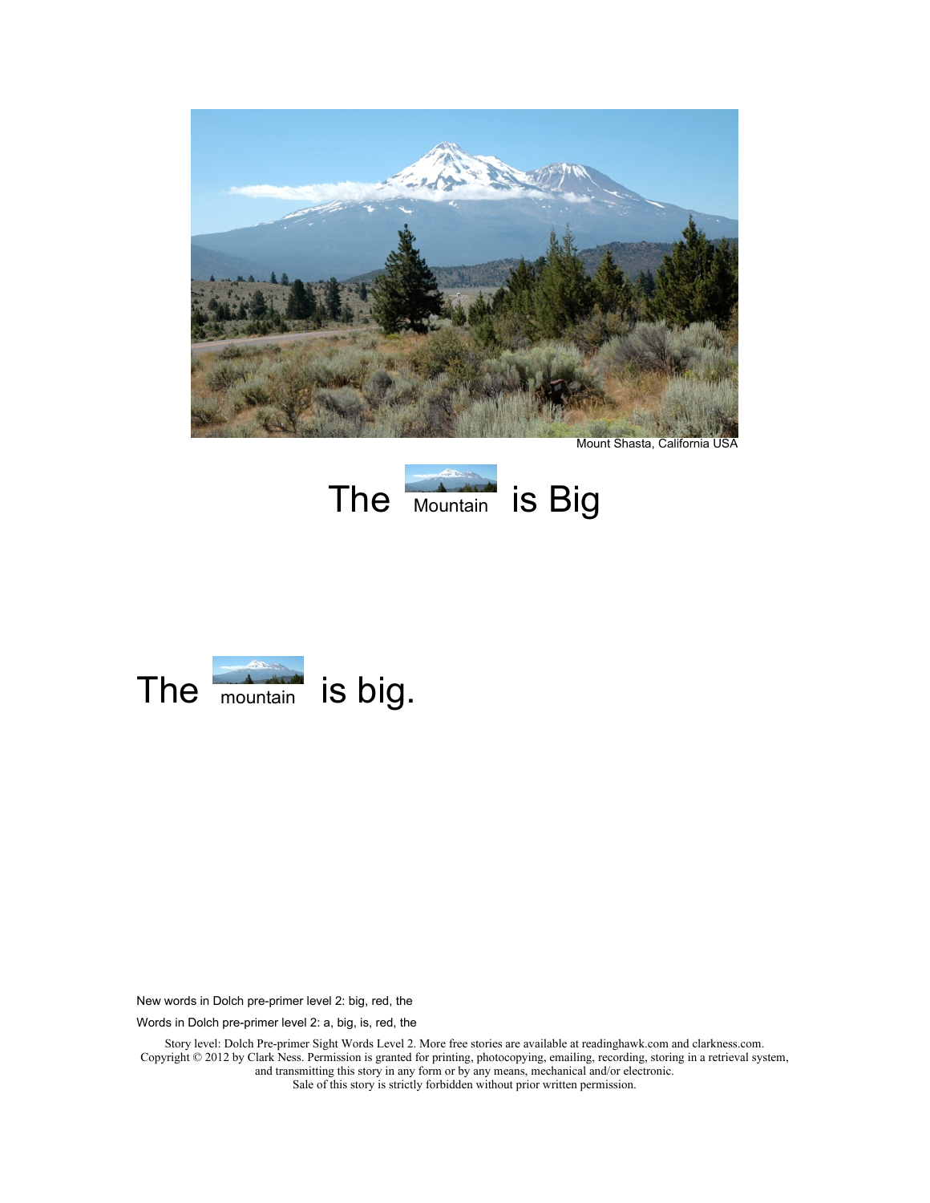Mount Shasta, California USA

# The Mountain is Big

The mountain is big.

New words in Dolch pre-primer level 2: big, red, the

Words in Dolch pre-primer level 2: a, big, is, red, the

Story level: Dolch Pre-primer Sight Words Level 2. More free stories are available at readinghawk.com and clarkness.com.
Copyright © 2012 by Clark Ness. Permission is granted for printing, photocopying, emailing, recording, storing in a retrieval system, and transmitting this story in any form or by any means, mechanical and/or electronic.
Sale of this story is strictly forbidden without prior written permission.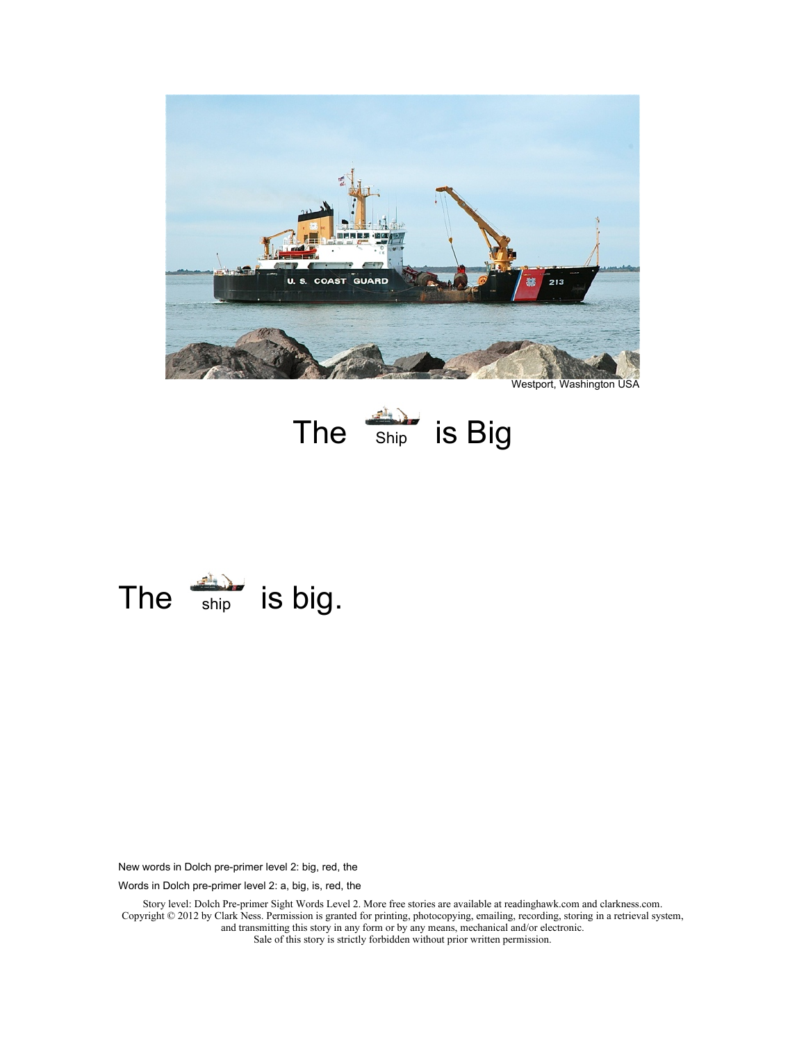Westport, Washington USA

# The Ship is Big

The ship is big.

New words in Dolch pre-primer level 2: big, red, the

Words in Dolch pre-primer level 2: a, big, is, red, the

Story level: Dolch Pre-primer Sight Words Level 2. More free stories are available at readinghawk.com and clarkness.com. Copyright © 2012 by Clark Ness. Permission is granted for printing, photocopying, emailing, recording, storing in a retrieval system, and transmitting this story in any form or by any means, mechanical and/or electronic. Sale of this story is strictly forbidden without prior written permission.